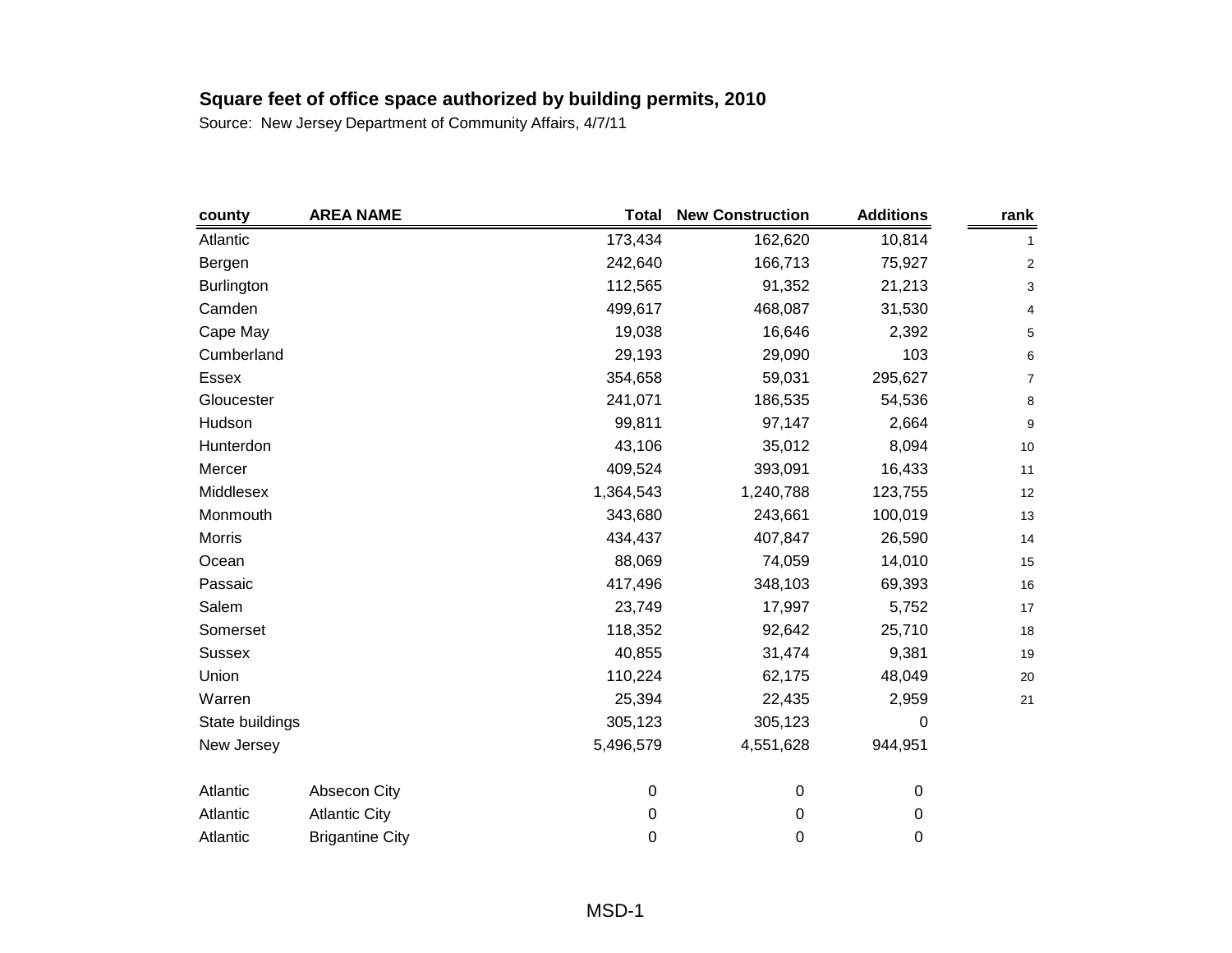**Square feet of office space authorized by building permits, 2010**

Source: New Jersey Department of Community Affairs, 4/7/11

| county | AREA NAME | Total | New Construction | Additions | rank |
|---|---|---|---|---|---|
| Atlantic | | 173,434 | 162,620 | 10,814 | 1 |
| Bergen | | 242,640 | 166,713 | 75,927 | 2 |
| Burlington | | 112,565 | 91,352 | 21,213 | 3 |
| Camden | | 499,617 | 468,087 | 31,530 | 4 |
| Cape May | | 19,038 | 16,646 | 2,392 | 5 |
| Cumberland | | 29,193 | 29,090 | 103 | 6 |
| Essex | | 354,658 | 59,031 | 295,627 | 7 |
| Gloucester | | 241,071 | 186,535 | 54,536 | 8 |
| Hudson | | 99,811 | 97,147 | 2,664 | 9 |
| Hunterdon | | 43,106 | 35,012 | 8,094 | 10 |
| Mercer | | 409,524 | 393,091 | 16,433 | 11 |
| Middlesex | | 1,364,543 | 1,240,788 | 123,755 | 12 |
| Monmouth | | 343,680 | 243,661 | 100,019 | 13 |
| Morris | | 434,437 | 407,847 | 26,590 | 14 |
| Ocean | | 88,069 | 74,059 | 14,010 | 15 |
| Passaic | | 417,496 | 348,103 | 69,393 | 16 |
| Salem | | 23,749 | 17,997 | 5,752 | 17 |
| Somerset | | 118,352 | 92,642 | 25,710 | 18 |
| Sussex | | 40,855 | 31,474 | 9,381 | 19 |
| Union | | 110,224 | 62,175 | 48,049 | 20 |
| Warren | | 25,394 | 22,435 | 2,959 | 21 |
| State buildings | | 305,123 | 305,123 | 0 | |
| New Jersey | | 5,496,579 | 4,551,628 | 944,951 | |
| | | | | | |
| Atlantic | Absecon City | 0 | 0 | 0 | |
| Atlantic | Atlantic City | 0 | 0 | 0 | |
| Atlantic | Brigantine City | 0 | 0 | 0 | |

MSD-1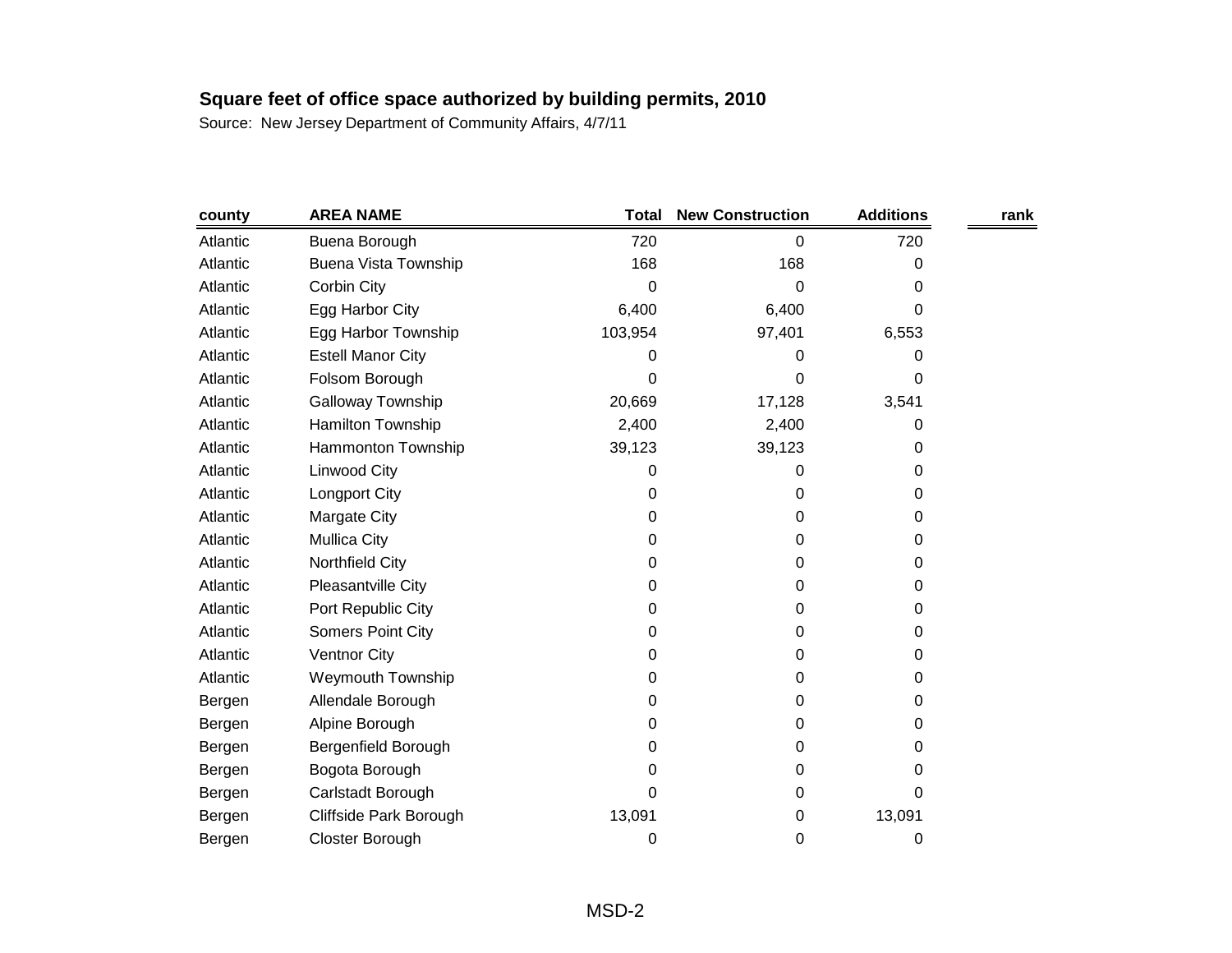**Square feet of office space authorized by building permits, 2010**

Source: New Jersey Department of Community Affairs, 4/7/11

| county | AREA NAME | Total | New Construction | Additions | rank |
|---|---|---|---|---|---|
| Atlantic | Buena Borough | 720 | 0 | 720 | |
| Atlantic | Buena Vista Township | 168 | 168 | 0 | |
| Atlantic | Corbin City | 0 | 0 | 0 | |
| Atlantic | Egg Harbor City | 6,400 | 6,400 | 0 | |
| Atlantic | Egg Harbor Township | 103,954 | 97,401 | 6,553 | |
| Atlantic | Estell Manor City | 0 | 0 | 0 | |
| Atlantic | Folsom Borough | 0 | 0 | 0 | |
| Atlantic | Galloway Township | 20,669 | 17,128 | 3,541 | |
| Atlantic | Hamilton Township | 2,400 | 2,400 | 0 | |
| Atlantic | Hammonton Township | 39,123 | 39,123 | 0 | |
| Atlantic | Linwood City | 0 | 0 | 0 | |
| Atlantic | Longport City | 0 | 0 | 0 | |
| Atlantic | Margate City | 0 | 0 | 0 | |
| Atlantic | Mullica City | 0 | 0 | 0 | |
| Atlantic | Northfield City | 0 | 0 | 0 | |
| Atlantic | Pleasantville City | 0 | 0 | 0 | |
| Atlantic | Port Republic City | 0 | 0 | 0 | |
| Atlantic | Somers Point City | 0 | 0 | 0 | |
| Atlantic | Ventnor City | 0 | 0 | 0 | |
| Atlantic | Weymouth Township | 0 | 0 | 0 | |
| Bergen | Allendale Borough | 0 | 0 | 0 | |
| Bergen | Alpine Borough | 0 | 0 | 0 | |
| Bergen | Bergenfield Borough | 0 | 0 | 0 | |
| Bergen | Bogota Borough | 0 | 0 | 0 | |
| Bergen | Carlstadt Borough | 0 | 0 | 0 | |
| Bergen | Cliffside Park Borough | 13,091 | 0 | 13,091 | |
| Bergen | Closter Borough | 0 | 0 | 0 | |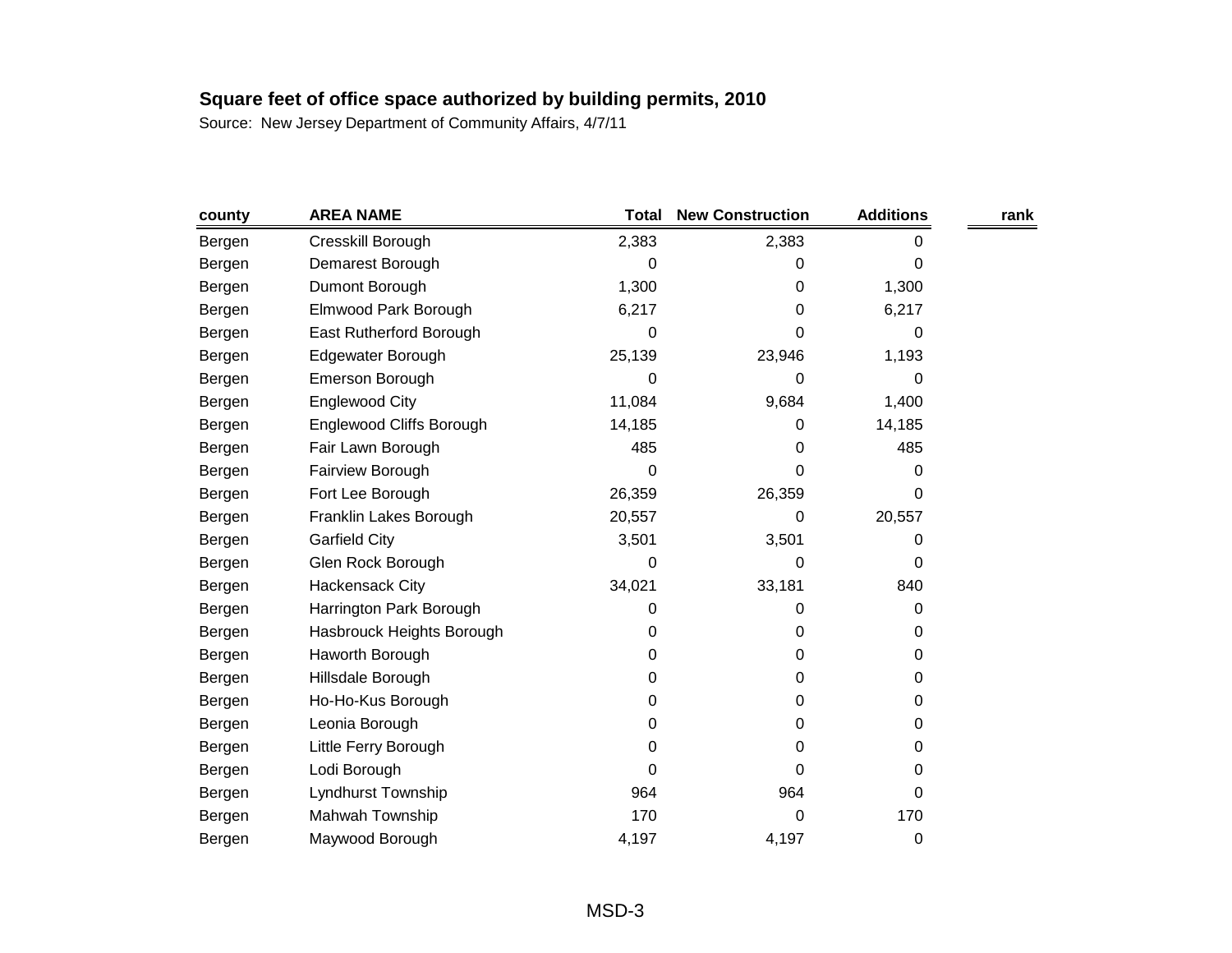**Square feet of office space authorized by building permits, 2010**

Source: New Jersey Department of Community Affairs, 4/7/11

| county | AREA NAME | Total | New Construction | Additions | rank |
|---|---|---|---|---|---|
| Bergen | Cresskill Borough | 2,383 | 2,383 | 0 | |
| Bergen | Demarest Borough | 0 | 0 | 0 | |
| Bergen | Dumont Borough | 1,300 | 0 | 1,300 | |
| Bergen | Elmwood Park Borough | 6,217 | 0 | 6,217 | |
| Bergen | East Rutherford Borough | 0 | 0 | 0 | |
| Bergen | Edgewater Borough | 25,139 | 23,946 | 1,193 | |
| Bergen | Emerson Borough | 0 | 0 | 0 | |
| Bergen | Englewood City | 11,084 | 9,684 | 1,400 | |
| Bergen | Englewood Cliffs Borough | 14,185 | 0 | 14,185 | |
| Bergen | Fair Lawn Borough | 485 | 0 | 485 | |
| Bergen | Fairview Borough | 0 | 0 | 0 | |
| Bergen | Fort Lee Borough | 26,359 | 26,359 | 0 | |
| Bergen | Franklin Lakes Borough | 20,557 | 0 | 20,557 | |
| Bergen | Garfield City | 3,501 | 3,501 | 0 | |
| Bergen | Glen Rock Borough | 0 | 0 | 0 | |
| Bergen | Hackensack City | 34,021 | 33,181 | 840 | |
| Bergen | Harrington Park Borough | 0 | 0 | 0 | |
| Bergen | Hasbrouck Heights Borough | 0 | 0 | 0 | |
| Bergen | Haworth Borough | 0 | 0 | 0 | |
| Bergen | Hillsdale Borough | 0 | 0 | 0 | |
| Bergen | Ho-Ho-Kus Borough | 0 | 0 | 0 | |
| Bergen | Leonia Borough | 0 | 0 | 0 | |
| Bergen | Little Ferry Borough | 0 | 0 | 0 | |
| Bergen | Lodi Borough | 0 | 0 | 0 | |
| Bergen | Lyndhurst Township | 964 | 964 | 0 | |
| Bergen | Mahwah Township | 170 | 0 | 170 | |
| Bergen | Maywood Borough | 4,197 | 4,197 | 0 | |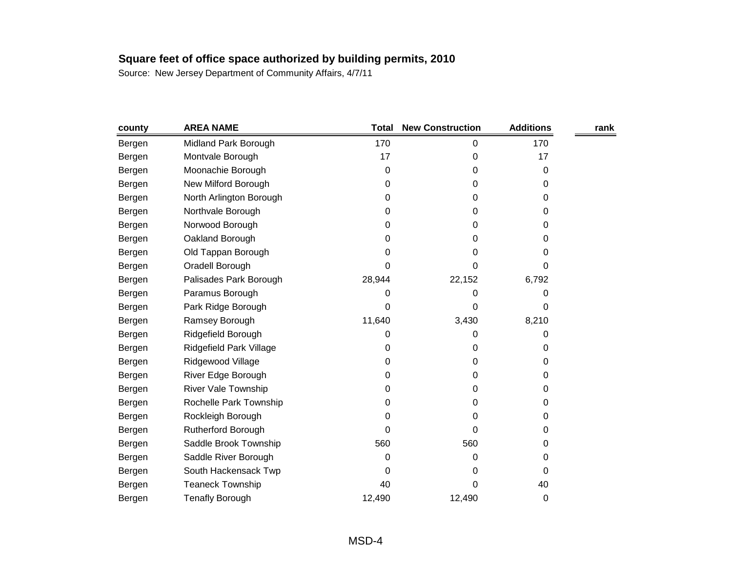**Square feet of office space authorized by building permits, 2010**

Source: New Jersey Department of Community Affairs, 4/7/11

| county | AREA NAME | Total | New Construction | Additions | rank |
|---|---|---|---|---|---|
| Bergen | Midland Park Borough | 170 | 0 | 170 | |
| Bergen | Montvale Borough | 17 | 0 | 17 | |
| Bergen | Moonachie Borough | 0 | 0 | 0 | |
| Bergen | New Milford Borough | 0 | 0 | 0 | |
| Bergen | North Arlington Borough | 0 | 0 | 0 | |
| Bergen | Northvale Borough | 0 | 0 | 0 | |
| Bergen | Norwood Borough | 0 | 0 | 0 | |
| Bergen | Oakland Borough | 0 | 0 | 0 | |
| Bergen | Old Tappan Borough | 0 | 0 | 0 | |
| Bergen | Oradell Borough | 0 | 0 | 0 | |
| Bergen | Palisades Park Borough | 28,944 | 22,152 | 6,792 | |
| Bergen | Paramus Borough | 0 | 0 | 0 | |
| Bergen | Park Ridge Borough | 0 | 0 | 0 | |
| Bergen | Ramsey Borough | 11,640 | 3,430 | 8,210 | |
| Bergen | Ridgefield Borough | 0 | 0 | 0 | |
| Bergen | Ridgefield Park Village | 0 | 0 | 0 | |
| Bergen | Ridgewood Village | 0 | 0 | 0 | |
| Bergen | River Edge Borough | 0 | 0 | 0 | |
| Bergen | River Vale Township | 0 | 0 | 0 | |
| Bergen | Rochelle Park Township | 0 | 0 | 0 | |
| Bergen | Rockleigh Borough | 0 | 0 | 0 | |
| Bergen | Rutherford Borough | 0 | 0 | 0 | |
| Bergen | Saddle Brook Township | 560 | 560 | 0 | |
| Bergen | Saddle River Borough | 0 | 0 | 0 | |
| Bergen | South Hackensack Twp | 0 | 0 | 0 | |
| Bergen | Teaneck Township | 40 | 0 | 40 | |
| Bergen | Tenafly Borough | 12,490 | 12,490 | 0 | |

MSD-4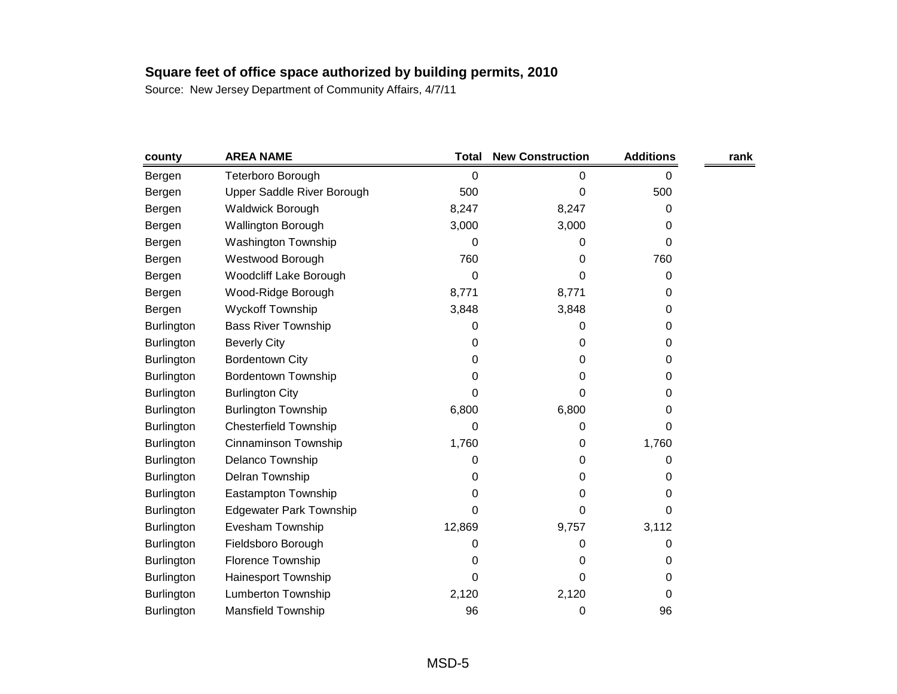**Square feet of office space authorized by building permits, 2010**

Source: New Jersey Department of Community Affairs, 4/7/11

| county | AREA NAME | Total | New Construction | Additions | rank |
|---|---|---|---|---|---|
| Bergen | Teterboro Borough | 0 | 0 | 0 | |
| Bergen | Upper Saddle River Borough | 500 | 0 | 500 | |
| Bergen | Waldwick Borough | 8,247 | 8,247 | 0 | |
| Bergen | Wallington Borough | 3,000 | 3,000 | 0 | |
| Bergen | Washington Township | 0 | 0 | 0 | |
| Bergen | Westwood Borough | 760 | 0 | 760 | |
| Bergen | Woodcliff Lake Borough | 0 | 0 | 0 | |
| Bergen | Wood-Ridge Borough | 8,771 | 8,771 | 0 | |
| Bergen | Wyckoff Township | 3,848 | 3,848 | 0 | |
| Burlington | Bass River Township | 0 | 0 | 0 | |
| Burlington | Beverly City | 0 | 0 | 0 | |
| Burlington | Bordentown City | 0 | 0 | 0 | |
| Burlington | Bordentown Township | 0 | 0 | 0 | |
| Burlington | Burlington City | 0 | 0 | 0 | |
| Burlington | Burlington Township | 6,800 | 6,800 | 0 | |
| Burlington | Chesterfield Township | 0 | 0 | 0 | |
| Burlington | Cinnaminson Township | 1,760 | 0 | 1,760 | |
| Burlington | Delanco Township | 0 | 0 | 0 | |
| Burlington | Delran Township | 0 | 0 | 0 | |
| Burlington | Eastampton Township | 0 | 0 | 0 | |
| Burlington | Edgewater Park Township | 0 | 0 | 0 | |
| Burlington | Evesham Township | 12,869 | 9,757 | 3,112 | |
| Burlington | Fieldsboro Borough | 0 | 0 | 0 | |
| Burlington | Florence Township | 0 | 0 | 0 | |
| Burlington | Hainesport Township | 0 | 0 | 0 | |
| Burlington | Lumberton Township | 2,120 | 2,120 | 0 | |
| Burlington | Mansfield Township | 96 | 0 | 96 | |

MSD-5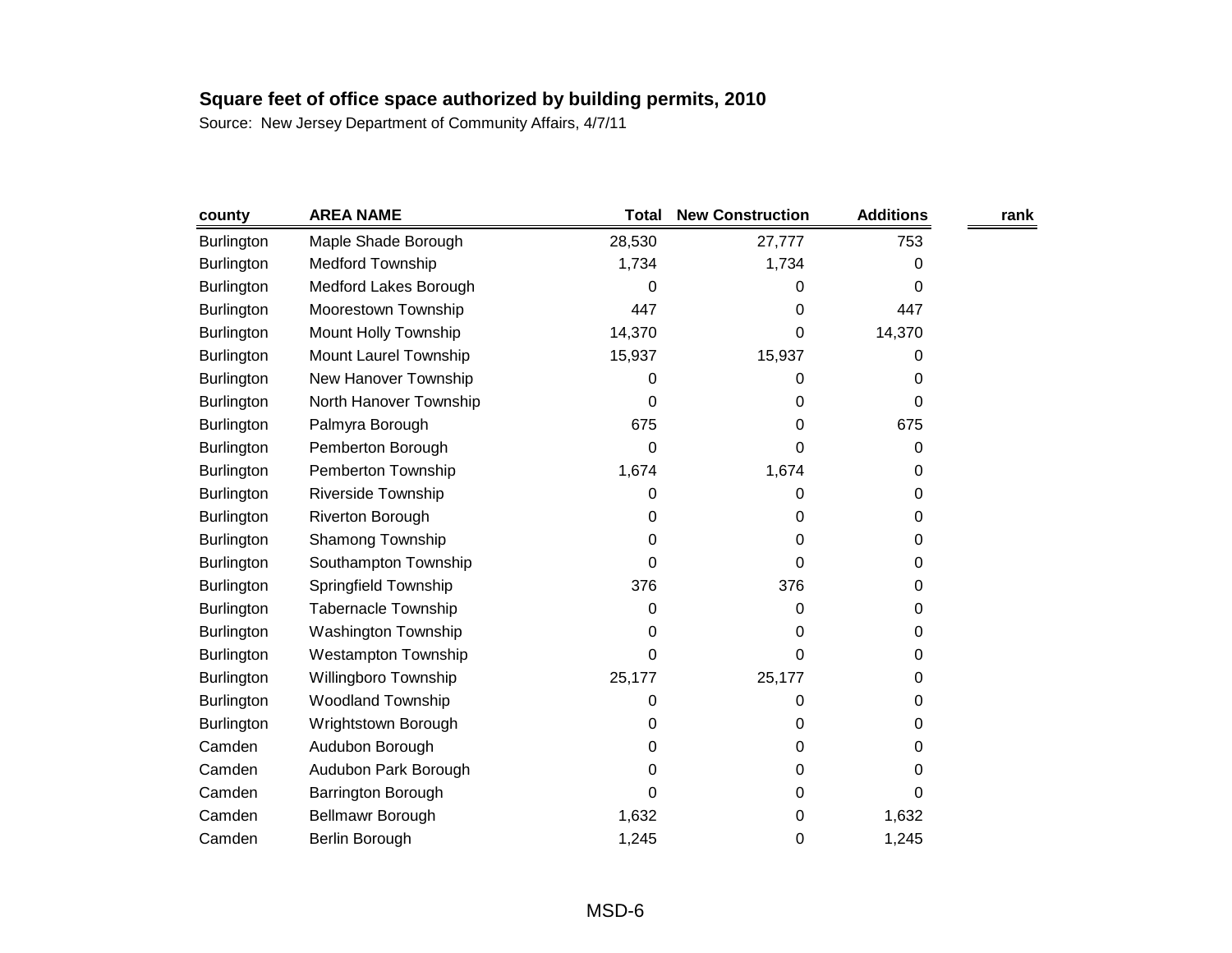**Square feet of office space authorized by building permits, 2010**

Source: New Jersey Department of Community Affairs, 4/7/11

| county | AREA NAME | Total | New Construction | Additions | rank |
|---|---|---|---|---|---|
| Burlington | Maple Shade Borough | 28,530 | 27,777 | 753 | |
| Burlington | Medford Township | 1,734 | 1,734 | 0 | |
| Burlington | Medford Lakes Borough | 0 | 0 | 0 | |
| Burlington | Moorestown Township | 447 | 0 | 447 | |
| Burlington | Mount Holly Township | 14,370 | 0 | 14,370 | |
| Burlington | Mount Laurel Township | 15,937 | 15,937 | 0 | |
| Burlington | New Hanover Township | 0 | 0 | 0 | |
| Burlington | North Hanover Township | 0 | 0 | 0 | |
| Burlington | Palmyra Borough | 675 | 0 | 675 | |
| Burlington | Pemberton Borough | 0 | 0 | 0 | |
| Burlington | Pemberton Township | 1,674 | 1,674 | 0 | |
| Burlington | Riverside Township | 0 | 0 | 0 | |
| Burlington | Riverton Borough | 0 | 0 | 0 | |
| Burlington | Shamong Township | 0 | 0 | 0 | |
| Burlington | Southampton Township | 0 | 0 | 0 | |
| Burlington | Springfield Township | 376 | 376 | 0 | |
| Burlington | Tabernacle Township | 0 | 0 | 0 | |
| Burlington | Washington Township | 0 | 0 | 0 | |
| Burlington | Westampton Township | 0 | 0 | 0 | |
| Burlington | Willingboro Township | 25,177 | 25,177 | 0 | |
| Burlington | Woodland Township | 0 | 0 | 0 | |
| Burlington | Wrightstown Borough | 0 | 0 | 0 | |
| Camden | Audubon Borough | 0 | 0 | 0 | |
| Camden | Audubon Park Borough | 0 | 0 | 0 | |
| Camden | Barrington Borough | 0 | 0 | 0 | |
| Camden | Bellmawr Borough | 1,632 | 0 | 1,632 | |
| Camden | Berlin Borough | 1,245 | 0 | 1,245 | |

MSD-6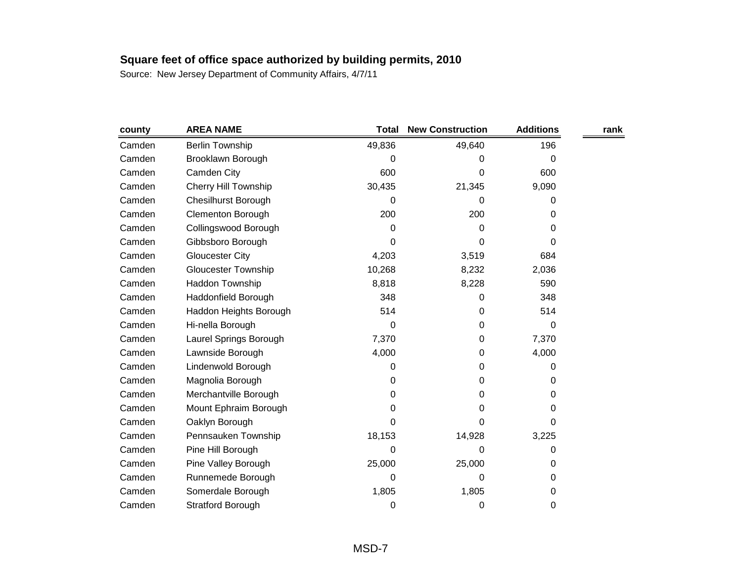## Square feet of office space authorized by building permits, 2010

Source: New Jersey Department of Community Affairs, 4/7/11

| county | AREA NAME | Total | New Construction | Additions | rank |
|---|---|---|---|---|---|
| Camden | Berlin Township | 49,836 | 49,640 | 196 | |
| Camden | Brooklawn Borough | 0 | 0 | 0 | |
| Camden | Camden City | 600 | 0 | 600 | |
| Camden | Cherry Hill Township | 30,435 | 21,345 | 9,090 | |
| Camden | Chesilhurst Borough | 0 | 0 | 0 | |
| Camden | Clementon Borough | 200 | 200 | 0 | |
| Camden | Collingswood Borough | 0 | 0 | 0 | |
| Camden | Gibbsboro Borough | 0 | 0 | 0 | |
| Camden | Gloucester City | 4,203 | 3,519 | 684 | |
| Camden | Gloucester Township | 10,268 | 8,232 | 2,036 | |
| Camden | Haddon Township | 8,818 | 8,228 | 590 | |
| Camden | Haddonfield Borough | 348 | 0 | 348 | |
| Camden | Haddon Heights Borough | 514 | 0 | 514 | |
| Camden | Hi-nella Borough | 0 | 0 | 0 | |
| Camden | Laurel Springs Borough | 7,370 | 0 | 7,370 | |
| Camden | Lawnside Borough | 4,000 | 0 | 4,000 | |
| Camden | Lindenwold Borough | 0 | 0 | 0 | |
| Camden | Magnolia Borough | 0 | 0 | 0 | |
| Camden | Merchantville Borough | 0 | 0 | 0 | |
| Camden | Mount Ephraim Borough | 0 | 0 | 0 | |
| Camden | Oaklyn Borough | 0 | 0 | 0 | |
| Camden | Pennsauken Township | 18,153 | 14,928 | 3,225 | |
| Camden | Pine Hill Borough | 0 | 0 | 0 | |
| Camden | Pine Valley Borough | 25,000 | 25,000 | 0 | |
| Camden | Runnemede Borough | 0 | 0 | 0 | |
| Camden | Somerdale Borough | 1,805 | 1,805 | 0 | |
| Camden | Stratford Borough | 0 | 0 | 0 | |

MSD-7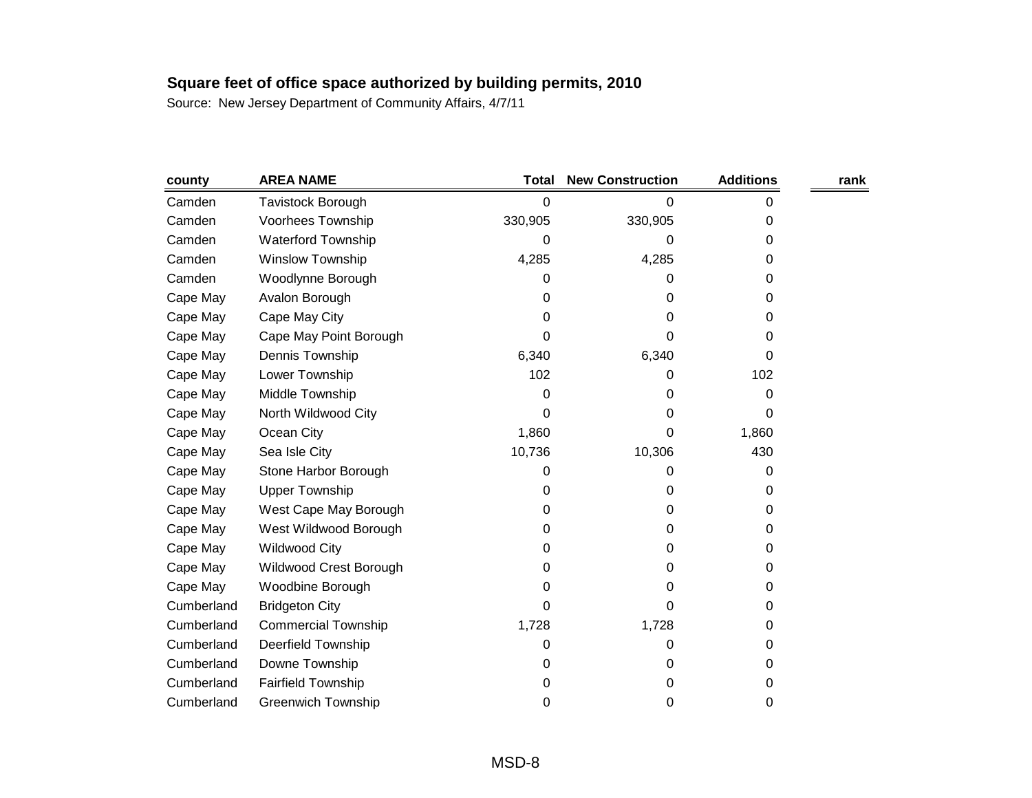**Square feet of office space authorized by building permits, 2010**

Source: New Jersey Department of Community Affairs, 4/7/11

| county | AREA NAME | Total | New Construction | Additions | rank |
|---|---|---|---|---|---|
| Camden | Tavistock Borough | 0 | 0 | 0 | |
| Camden | Voorhees Township | 330,905 | 330,905 | 0 | |
| Camden | Waterford Township | 0 | 0 | 0 | |
| Camden | Winslow Township | 4,285 | 4,285 | 0 | |
| Camden | Woodlynne Borough | 0 | 0 | 0 | |
| Cape May | Avalon Borough | 0 | 0 | 0 | |
| Cape May | Cape May City | 0 | 0 | 0 | |
| Cape May | Cape May Point Borough | 0 | 0 | 0 | |
| Cape May | Dennis Township | 6,340 | 6,340 | 0 | |
| Cape May | Lower Township | 102 | 0 | 102 | |
| Cape May | Middle Township | 0 | 0 | 0 | |
| Cape May | North Wildwood City | 0 | 0 | 0 | |
| Cape May | Ocean City | 1,860 | 0 | 1,860 | |
| Cape May | Sea Isle City | 10,736 | 10,306 | 430 | |
| Cape May | Stone Harbor Borough | 0 | 0 | 0 | |
| Cape May | Upper Township | 0 | 0 | 0 | |
| Cape May | West Cape May Borough | 0 | 0 | 0 | |
| Cape May | West Wildwood Borough | 0 | 0 | 0 | |
| Cape May | Wildwood City | 0 | 0 | 0 | |
| Cape May | Wildwood Crest Borough | 0 | 0 | 0 | |
| Cape May | Woodbine Borough | 0 | 0 | 0 | |
| Cumberland | Bridgeton City | 0 | 0 | 0 | |
| Cumberland | Commercial Township | 1,728 | 1,728 | 0 | |
| Cumberland | Deerfield Township | 0 | 0 | 0 | |
| Cumberland | Downe Township | 0 | 0 | 0 | |
| Cumberland | Fairfield Township | 0 | 0 | 0 | |
| Cumberland | Greenwich Township | 0 | 0 | 0 | |

MSD-8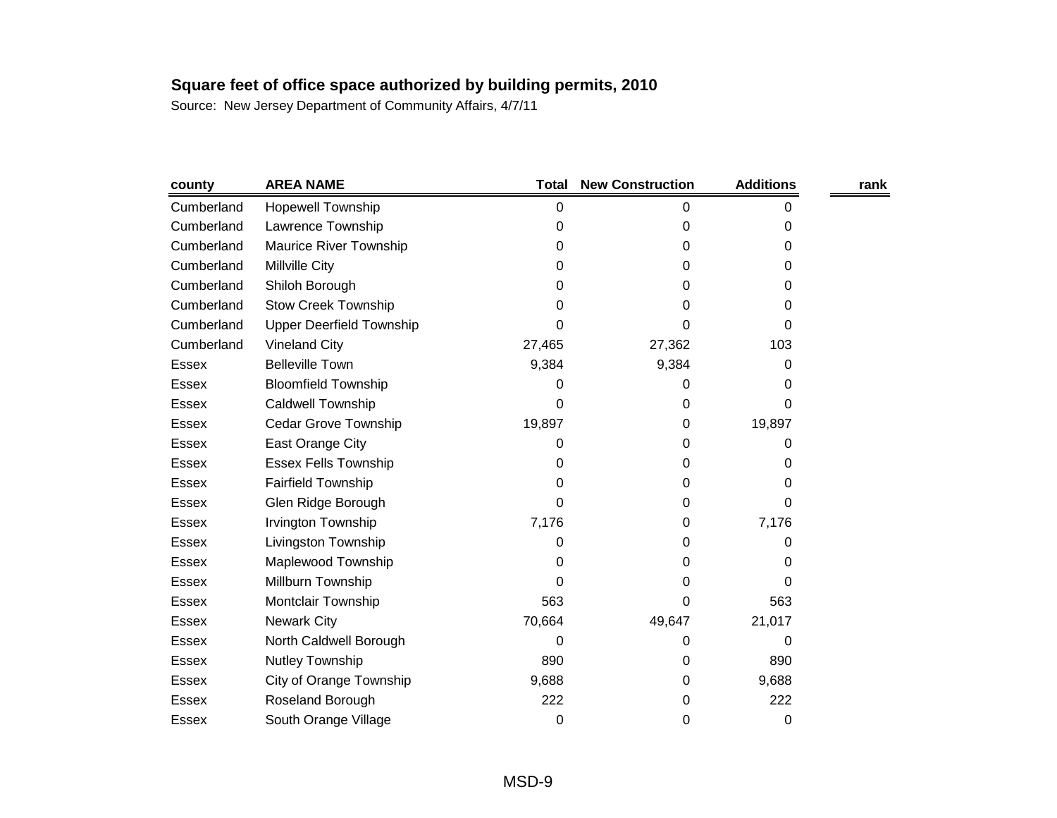**Square feet of office space authorized by building permits, 2010**

Source: New Jersey Department of Community Affairs, 4/7/11

| county | AREA NAME | Total | New Construction | Additions | rank |
|---|---|---|---|---|---|
| Cumberland | Hopewell Township | 0 | 0 | 0 | |
| Cumberland | Lawrence Township | 0 | 0 | 0 | |
| Cumberland | Maurice River Township | 0 | 0 | 0 | |
| Cumberland | Millville City | 0 | 0 | 0 | |
| Cumberland | Shiloh Borough | 0 | 0 | 0 | |
| Cumberland | Stow Creek Township | 0 | 0 | 0 | |
| Cumberland | Upper Deerfield Township | 0 | 0 | 0 | |
| Cumberland | Vineland City | 27,465 | 27,362 | 103 | |
| Essex | Belleville Town | 9,384 | 9,384 | 0 | |
| Essex | Bloomfield Township | 0 | 0 | 0 | |
| Essex | Caldwell Township | 0 | 0 | 0 | |
| Essex | Cedar Grove Township | 19,897 | 0 | 19,897 | |
| Essex | East Orange City | 0 | 0 | 0 | |
| Essex | Essex Fells Township | 0 | 0 | 0 | |
| Essex | Fairfield Township | 0 | 0 | 0 | |
| Essex | Glen Ridge Borough | 0 | 0 | 0 | |
| Essex | Irvington Township | 7,176 | 0 | 7,176 | |
| Essex | Livingston Township | 0 | 0 | 0 | |
| Essex | Maplewood Township | 0 | 0 | 0 | |
| Essex | Millburn Township | 0 | 0 | 0 | |
| Essex | Montclair Township | 563 | 0 | 563 | |
| Essex | Newark City | 70,664 | 49,647 | 21,017 | |
| Essex | North Caldwell Borough | 0 | 0 | 0 | |
| Essex | Nutley Township | 890 | 0 | 890 | |
| Essex | City of Orange Township | 9,688 | 0 | 9,688 | |
| Essex | Roseland Borough | 222 | 0 | 222 | |
| Essex | South Orange Village | 0 | 0 | 0 | |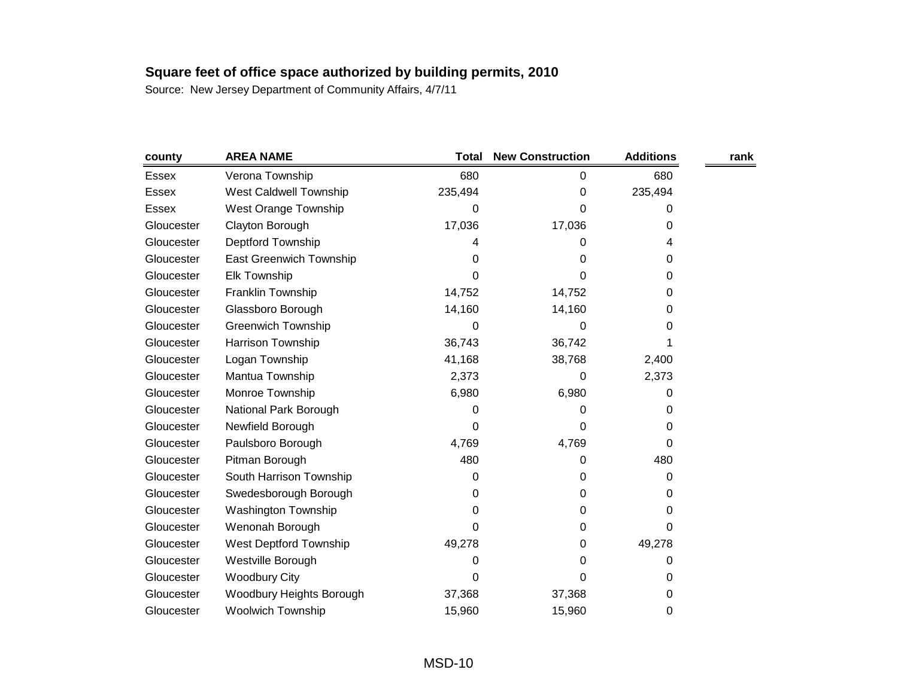**Square feet of office space authorized by building permits, 2010**

Source: New Jersey Department of Community Affairs, 4/7/11

| county | AREA NAME | Total | New Construction | Additions | rank |
|---|---|---|---|---|---|
| Essex | Verona Township | 680 | 0 | 680 | |
| Essex | West Caldwell Township | 235,494 | 0 | 235,494 | |
| Essex | West Orange Township | 0 | 0 | 0 | |
| Gloucester | Clayton Borough | 17,036 | 17,036 | 0 | |
| Gloucester | Deptford Township | 4 | 0 | 4 | |
| Gloucester | East Greenwich Township | 0 | 0 | 0 | |
| Gloucester | Elk Township | 0 | 0 | 0 | |
| Gloucester | Franklin Township | 14,752 | 14,752 | 0 | |
| Gloucester | Glassboro Borough | 14,160 | 14,160 | 0 | |
| Gloucester | Greenwich Township | 0 | 0 | 0 | |
| Gloucester | Harrison Township | 36,743 | 36,742 | 1 | |
| Gloucester | Logan Township | 41,168 | 38,768 | 2,400 | |
| Gloucester | Mantua Township | 2,373 | 0 | 2,373 | |
| Gloucester | Monroe Township | 6,980 | 6,980 | 0 | |
| Gloucester | National Park Borough | 0 | 0 | 0 | |
| Gloucester | Newfield Borough | 0 | 0 | 0 | |
| Gloucester | Paulsboro Borough | 4,769 | 4,769 | 0 | |
| Gloucester | Pitman Borough | 480 | 0 | 480 | |
| Gloucester | South Harrison Township | 0 | 0 | 0 | |
| Gloucester | Swedesborough Borough | 0 | 0 | 0 | |
| Gloucester | Washington Township | 0 | 0 | 0 | |
| Gloucester | Wenonah Borough | 0 | 0 | 0 | |
| Gloucester | West Deptford Township | 49,278 | 0 | 49,278 | |
| Gloucester | Westville Borough | 0 | 0 | 0 | |
| Gloucester | Woodbury City | 0 | 0 | 0 | |
| Gloucester | Woodbury Heights Borough | 37,368 | 37,368 | 0 | |
| Gloucester | Woolwich Township | 15,960 | 15,960 | 0 | |

MSD-10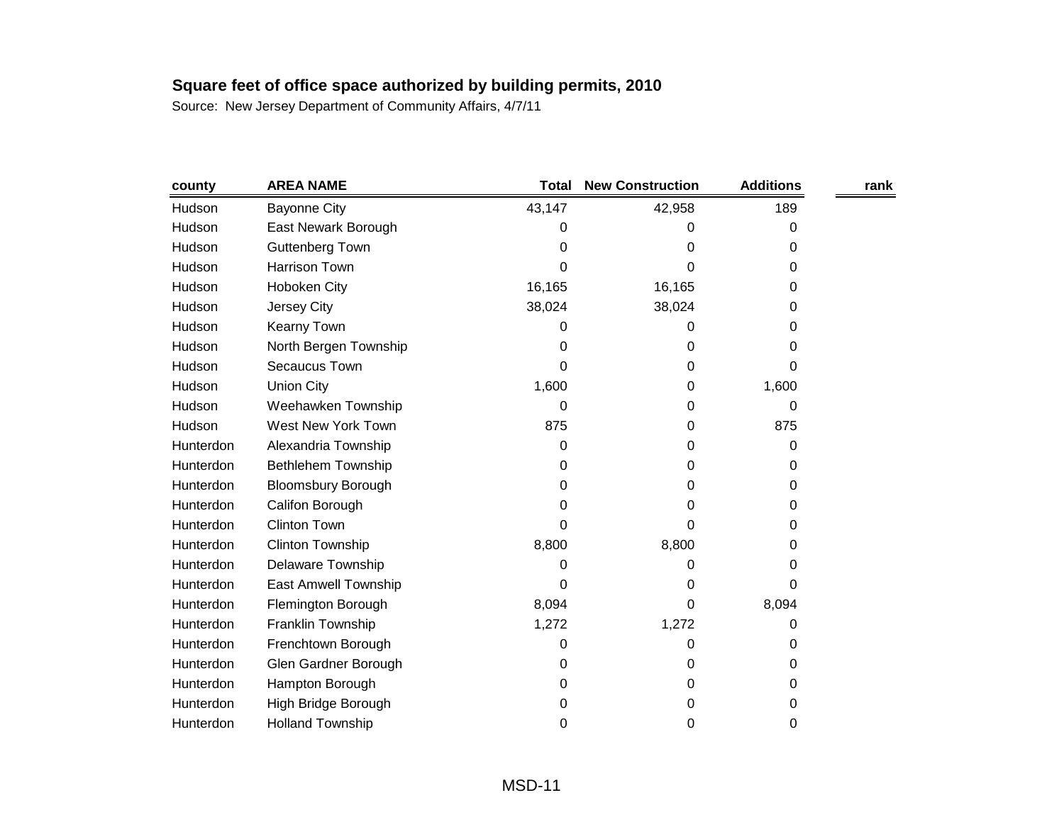**Square feet of office space authorized by building permits, 2010**

Source: New Jersey Department of Community Affairs, 4/7/11

| county | AREA NAME | Total | New Construction | Additions | rank |
|---|---|---|---|---|---|
| Hudson | Bayonne City | 43,147 | 42,958 | 189 | |
| Hudson | East Newark Borough | 0 | 0 | 0 | |
| Hudson | Guttenberg Town | 0 | 0 | 0 | |
| Hudson | Harrison Town | 0 | 0 | 0 | |
| Hudson | Hoboken City | 16,165 | 16,165 | 0 | |
| Hudson | Jersey City | 38,024 | 38,024 | 0 | |
| Hudson | Kearny Town | 0 | 0 | 0 | |
| Hudson | North Bergen Township | 0 | 0 | 0 | |
| Hudson | Secaucus Town | 0 | 0 | 0 | |
| Hudson | Union City | 1,600 | 0 | 1,600 | |
| Hudson | Weehawken Township | 0 | 0 | 0 | |
| Hudson | West New York Town | 875 | 0 | 875 | |
| Hunterdon | Alexandria Township | 0 | 0 | 0 | |
| Hunterdon | Bethlehem Township | 0 | 0 | 0 | |
| Hunterdon | Bloomsbury Borough | 0 | 0 | 0 | |
| Hunterdon | Califon Borough | 0 | 0 | 0 | |
| Hunterdon | Clinton Town | 0 | 0 | 0 | |
| Hunterdon | Clinton Township | 8,800 | 8,800 | 0 | |
| Hunterdon | Delaware Township | 0 | 0 | 0 | |
| Hunterdon | East Amwell Township | 0 | 0 | 0 | |
| Hunterdon | Flemington Borough | 8,094 | 0 | 8,094 | |
| Hunterdon | Franklin Township | 1,272 | 1,272 | 0 | |
| Hunterdon | Frenchtown Borough | 0 | 0 | 0 | |
| Hunterdon | Glen Gardner Borough | 0 | 0 | 0 | |
| Hunterdon | Hampton Borough | 0 | 0 | 0 | |
| Hunterdon | High Bridge Borough | 0 | 0 | 0 | |
| Hunterdon | Holland Township | 0 | 0 | 0 | |

MSD-11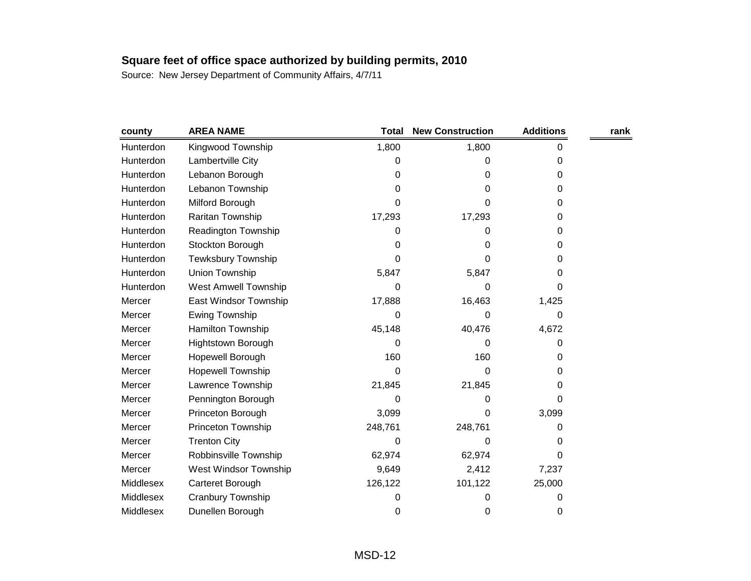**Square feet of office space authorized by building permits, 2010**

Source: New Jersey Department of Community Affairs, 4/7/11

| county | AREA NAME | Total | New Construction | Additions | rank |
|---|---|---|---|---|---|
| Hunterdon | Kingwood Township | 1,800 | 1,800 | 0 | |
| Hunterdon | Lambertville City | 0 | 0 | 0 | |
| Hunterdon | Lebanon Borough | 0 | 0 | 0 | |
| Hunterdon | Lebanon Township | 0 | 0 | 0 | |
| Hunterdon | Milford Borough | 0 | 0 | 0 | |
| Hunterdon | Raritan Township | 17,293 | 17,293 | 0 | |
| Hunterdon | Readington Township | 0 | 0 | 0 | |
| Hunterdon | Stockton Borough | 0 | 0 | 0 | |
| Hunterdon | Tewksbury Township | 0 | 0 | 0 | |
| Hunterdon | Union Township | 5,847 | 5,847 | 0 | |
| Hunterdon | West Amwell Township | 0 | 0 | 0 | |
| Mercer | East Windsor Township | 17,888 | 16,463 | 1,425 | |
| Mercer | Ewing Township | 0 | 0 | 0 | |
| Mercer | Hamilton Township | 45,148 | 40,476 | 4,672 | |
| Mercer | Hightstown Borough | 0 | 0 | 0 | |
| Mercer | Hopewell Borough | 160 | 160 | 0 | |
| Mercer | Hopewell Township | 0 | 0 | 0 | |
| Mercer | Lawrence Township | 21,845 | 21,845 | 0 | |
| Mercer | Pennington Borough | 0 | 0 | 0 | |
| Mercer | Princeton Borough | 3,099 | 0 | 3,099 | |
| Mercer | Princeton Township | 248,761 | 248,761 | 0 | |
| Mercer | Trenton City | 0 | 0 | 0 | |
| Mercer | Robbinsville Township | 62,974 | 62,974 | 0 | |
| Mercer | West Windsor Township | 9,649 | 2,412 | 7,237 | |
| Middlesex | Carteret Borough | 126,122 | 101,122 | 25,000 | |
| Middlesex | Cranbury Township | 0 | 0 | 0 | |
| Middlesex | Dunellen Borough | 0 | 0 | 0 | |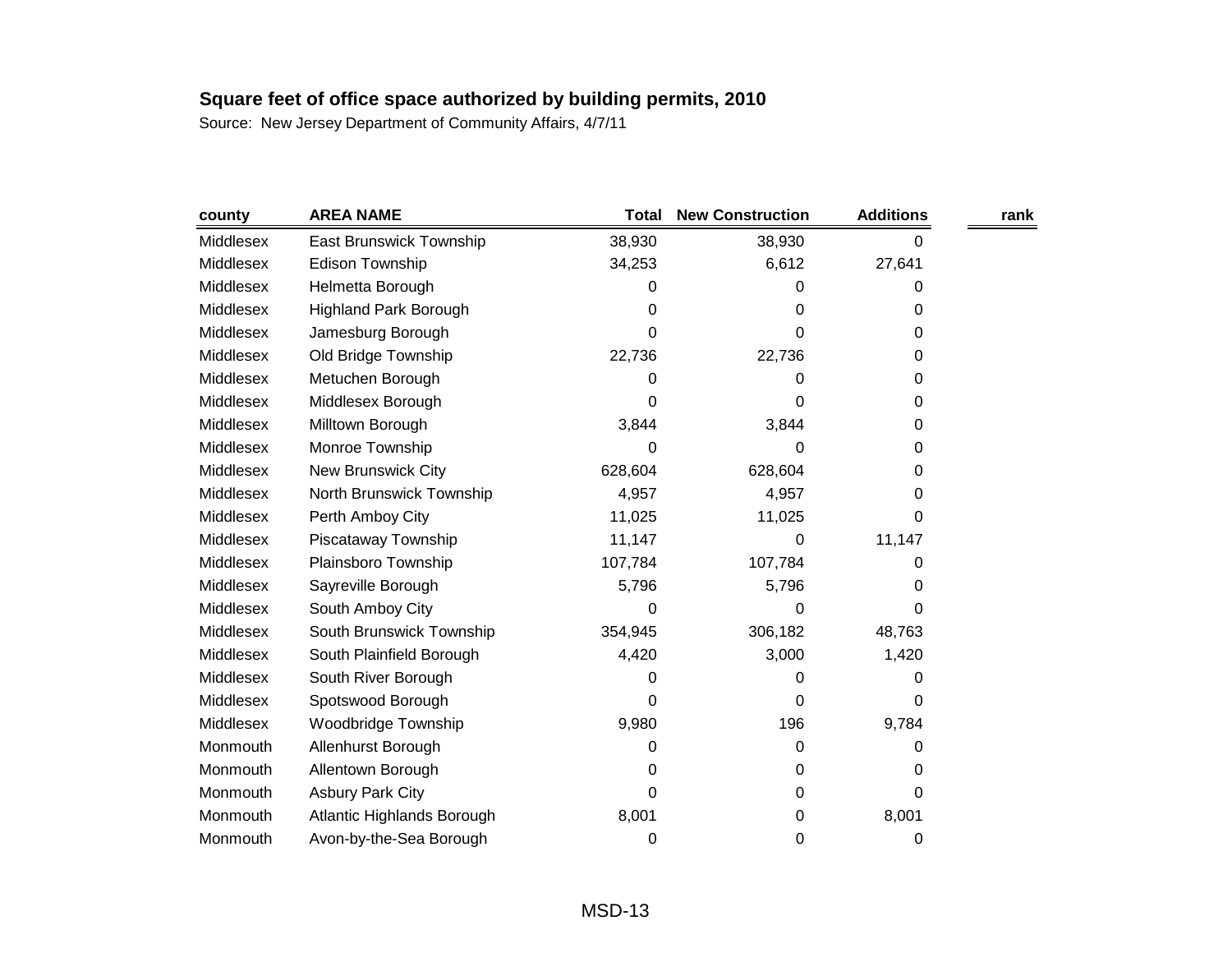**Square feet of office space authorized by building permits, 2010**

Source: New Jersey Department of Community Affairs, 4/7/11

| county | AREA NAME | Total | New Construction | Additions | rank |
|---|---|---|---|---|---|
| Middlesex | East Brunswick Township | 38,930 | 38,930 | 0 | |
| Middlesex | Edison Township | 34,253 | 6,612 | 27,641 | |
| Middlesex | Helmetta Borough | 0 | 0 | 0 | |
| Middlesex | Highland Park Borough | 0 | 0 | 0 | |
| Middlesex | Jamesburg Borough | 0 | 0 | 0 | |
| Middlesex | Old Bridge Township | 22,736 | 22,736 | 0 | |
| Middlesex | Metuchen Borough | 0 | 0 | 0 | |
| Middlesex | Middlesex Borough | 0 | 0 | 0 | |
| Middlesex | Milltown Borough | 3,844 | 3,844 | 0 | |
| Middlesex | Monroe Township | 0 | 0 | 0 | |
| Middlesex | New Brunswick City | 628,604 | 628,604 | 0 | |
| Middlesex | North Brunswick Township | 4,957 | 4,957 | 0 | |
| Middlesex | Perth Amboy City | 11,025 | 11,025 | 0 | |
| Middlesex | Piscataway Township | 11,147 | 0 | 11,147 | |
| Middlesex | Plainsboro Township | 107,784 | 107,784 | 0 | |
| Middlesex | Sayreville Borough | 5,796 | 5,796 | 0 | |
| Middlesex | South Amboy City | 0 | 0 | 0 | |
| Middlesex | South Brunswick Township | 354,945 | 306,182 | 48,763 | |
| Middlesex | South Plainfield Borough | 4,420 | 3,000 | 1,420 | |
| Middlesex | South River Borough | 0 | 0 | 0 | |
| Middlesex | Spotswood Borough | 0 | 0 | 0 | |
| Middlesex | Woodbridge Township | 9,980 | 196 | 9,784 | |
| Monmouth | Allenhurst Borough | 0 | 0 | 0 | |
| Monmouth | Allentown Borough | 0 | 0 | 0 | |
| Monmouth | Asbury Park City | 0 | 0 | 0 | |
| Monmouth | Atlantic Highlands Borough | 8,001 | 0 | 8,001 | |
| Monmouth | Avon-by-the-Sea Borough | 0 | 0 | 0 | |

MSD-13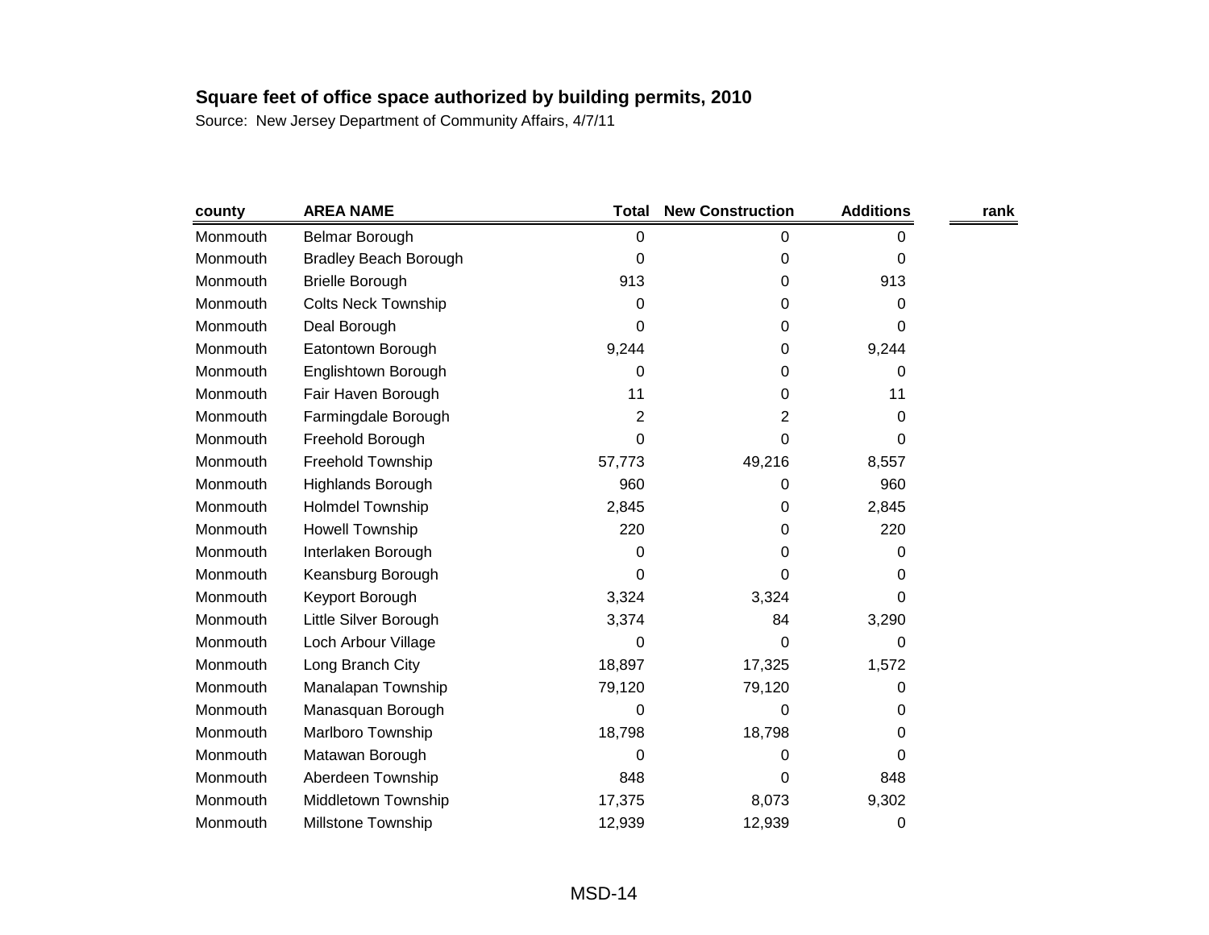**Square feet of office space authorized by building permits, 2010**

Source: New Jersey Department of Community Affairs, 4/7/11

| county | AREA NAME | Total | New Construction | Additions | rank |
|---|---|---|---|---|---|
| Monmouth | Belmar Borough | 0 | 0 | 0 | |
| Monmouth | Bradley Beach Borough | 0 | 0 | 0 | |
| Monmouth | Brielle Borough | 913 | 0 | 913 | |
| Monmouth | Colts Neck Township | 0 | 0 | 0 | |
| Monmouth | Deal Borough | 0 | 0 | 0 | |
| Monmouth | Eatontown Borough | 9,244 | 0 | 9,244 | |
| Monmouth | Englishtown Borough | 0 | 0 | 0 | |
| Monmouth | Fair Haven Borough | 11 | 0 | 11 | |
| Monmouth | Farmingdale Borough | 2 | 2 | 0 | |
| Monmouth | Freehold Borough | 0 | 0 | 0 | |
| Monmouth | Freehold Township | 57,773 | 49,216 | 8,557 | |
| Monmouth | Highlands Borough | 960 | 0 | 960 | |
| Monmouth | Holmdel Township | 2,845 | 0 | 2,845 | |
| Monmouth | Howell Township | 220 | 0 | 220 | |
| Monmouth | Interlaken Borough | 0 | 0 | 0 | |
| Monmouth | Keansburg Borough | 0 | 0 | 0 | |
| Monmouth | Keyport Borough | 3,324 | 3,324 | 0 | |
| Monmouth | Little Silver Borough | 3,374 | 84 | 3,290 | |
| Monmouth | Loch Arbour Village | 0 | 0 | 0 | |
| Monmouth | Long Branch City | 18,897 | 17,325 | 1,572 | |
| Monmouth | Manalapan Township | 79,120 | 79,120 | 0 | |
| Monmouth | Manasquan Borough | 0 | 0 | 0 | |
| Monmouth | Marlboro Township | 18,798 | 18,798 | 0 | |
| Monmouth | Matawan Borough | 0 | 0 | 0 | |
| Monmouth | Aberdeen Township | 848 | 0 | 848 | |
| Monmouth | Middletown Township | 17,375 | 8,073 | 9,302 | |
| Monmouth | Millstone Township | 12,939 | 12,939 | 0 | |

MSD-14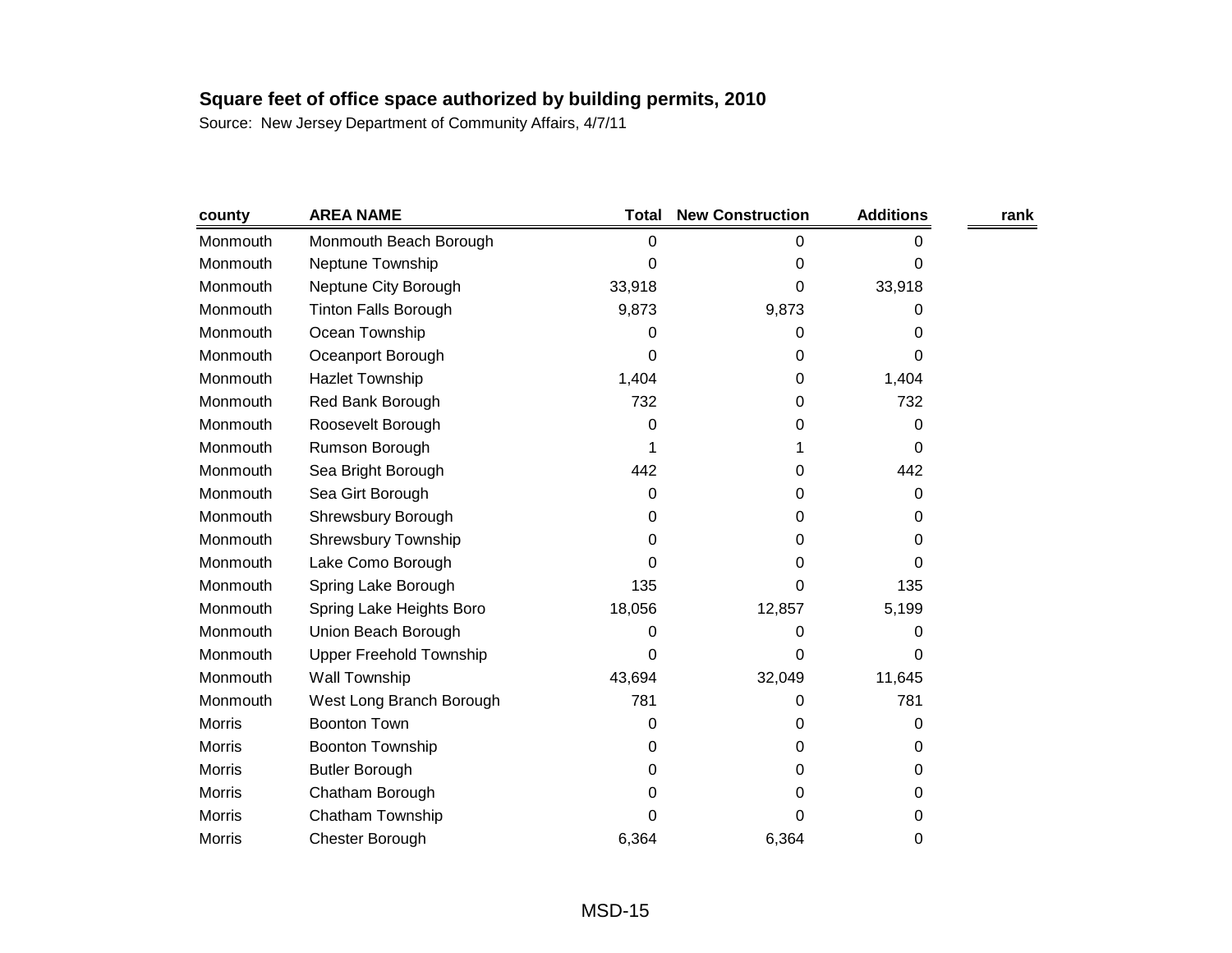**Square feet of office space authorized by building permits, 2010**

Source: New Jersey Department of Community Affairs, 4/7/11

| county | AREA NAME | Total | New Construction | Additions | rank |
|---|---|---|---|---|---|
| Monmouth | Monmouth Beach Borough | 0 | 0 | 0 | |
| Monmouth | Neptune Township | 0 | 0 | 0 | |
| Monmouth | Neptune City Borough | 33,918 | 0 | 33,918 | |
| Monmouth | Tinton Falls Borough | 9,873 | 9,873 | 0 | |
| Monmouth | Ocean Township | 0 | 0 | 0 | |
| Monmouth | Oceanport Borough | 0 | 0 | 0 | |
| Monmouth | Hazlet Township | 1,404 | 0 | 1,404 | |
| Monmouth | Red Bank Borough | 732 | 0 | 732 | |
| Monmouth | Roosevelt Borough | 0 | 0 | 0 | |
| Monmouth | Rumson Borough | 1 | 1 | 0 | |
| Monmouth | Sea Bright Borough | 442 | 0 | 442 | |
| Monmouth | Sea Girt Borough | 0 | 0 | 0 | |
| Monmouth | Shrewsbury Borough | 0 | 0 | 0 | |
| Monmouth | Shrewsbury Township | 0 | 0 | 0 | |
| Monmouth | Lake Como Borough | 0 | 0 | 0 | |
| Monmouth | Spring Lake Borough | 135 | 0 | 135 | |
| Monmouth | Spring Lake Heights Boro | 18,056 | 12,857 | 5,199 | |
| Monmouth | Union Beach Borough | 0 | 0 | 0 | |
| Monmouth | Upper Freehold Township | 0 | 0 | 0 | |
| Monmouth | Wall Township | 43,694 | 32,049 | 11,645 | |
| Monmouth | West Long Branch Borough | 781 | 0 | 781 | |
| Morris | Boonton Town | 0 | 0 | 0 | |
| Morris | Boonton Township | 0 | 0 | 0 | |
| Morris | Butler Borough | 0 | 0 | 0 | |
| Morris | Chatham Borough | 0 | 0 | 0 | |
| Morris | Chatham Township | 0 | 0 | 0 | |
| Morris | Chester Borough | 6,364 | 6,364 | 0 | |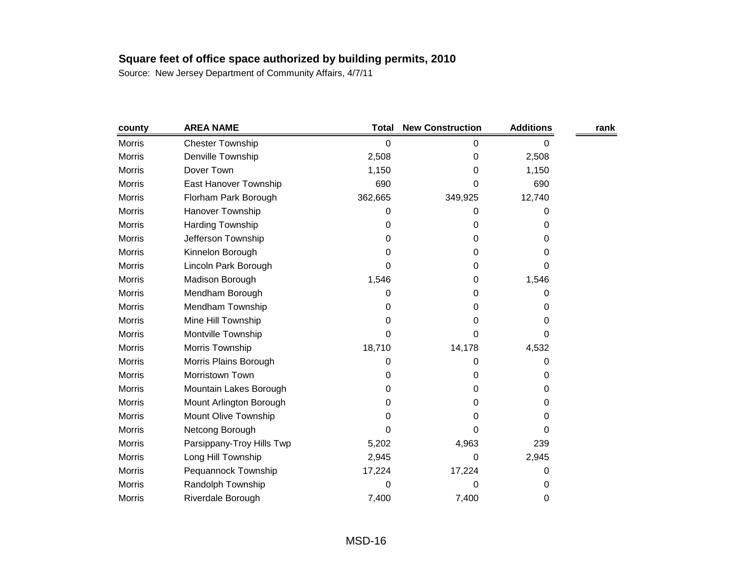**Square feet of office space authorized by building permits, 2010**

Source: New Jersey Department of Community Affairs, 4/7/11

| county | AREA NAME | Total | New Construction | Additions | rank |
|---|---|---|---|---|---|
| Morris | Chester Township | 0 | 0 | 0 | |
| Morris | Denville Township | 2,508 | 0 | 2,508 | |
| Morris | Dover Town | 1,150 | 0 | 1,150 | |
| Morris | East Hanover Township | 690 | 0 | 690 | |
| Morris | Florham Park Borough | 362,665 | 349,925 | 12,740 | |
| Morris | Hanover Township | 0 | 0 | 0 | |
| Morris | Harding Township | 0 | 0 | 0 | |
| Morris | Jefferson Township | 0 | 0 | 0 | |
| Morris | Kinnelon Borough | 0 | 0 | 0 | |
| Morris | Lincoln Park Borough | 0 | 0 | 0 | |
| Morris | Madison Borough | 1,546 | 0 | 1,546 | |
| Morris | Mendham Borough | 0 | 0 | 0 | |
| Morris | Mendham Township | 0 | 0 | 0 | |
| Morris | Mine Hill Township | 0 | 0 | 0 | |
| Morris | Montville Township | 0 | 0 | 0 | |
| Morris | Morris Township | 18,710 | 14,178 | 4,532 | |
| Morris | Morris Plains Borough | 0 | 0 | 0 | |
| Morris | Morristown Town | 0 | 0 | 0 | |
| Morris | Mountain Lakes Borough | 0 | 0 | 0 | |
| Morris | Mount Arlington Borough | 0 | 0 | 0 | |
| Morris | Mount Olive Township | 0 | 0 | 0 | |
| Morris | Netcong Borough | 0 | 0 | 0 | |
| Morris | Parsippany-Troy Hills Twp | 5,202 | 4,963 | 239 | |
| Morris | Long Hill Township | 2,945 | 0 | 2,945 | |
| Morris | Pequannock Township | 17,224 | 17,224 | 0 | |
| Morris | Randolph Township | 0 | 0 | 0 | |
| Morris | Riverdale Borough | 7,400 | 7,400 | 0 | |

MSD-16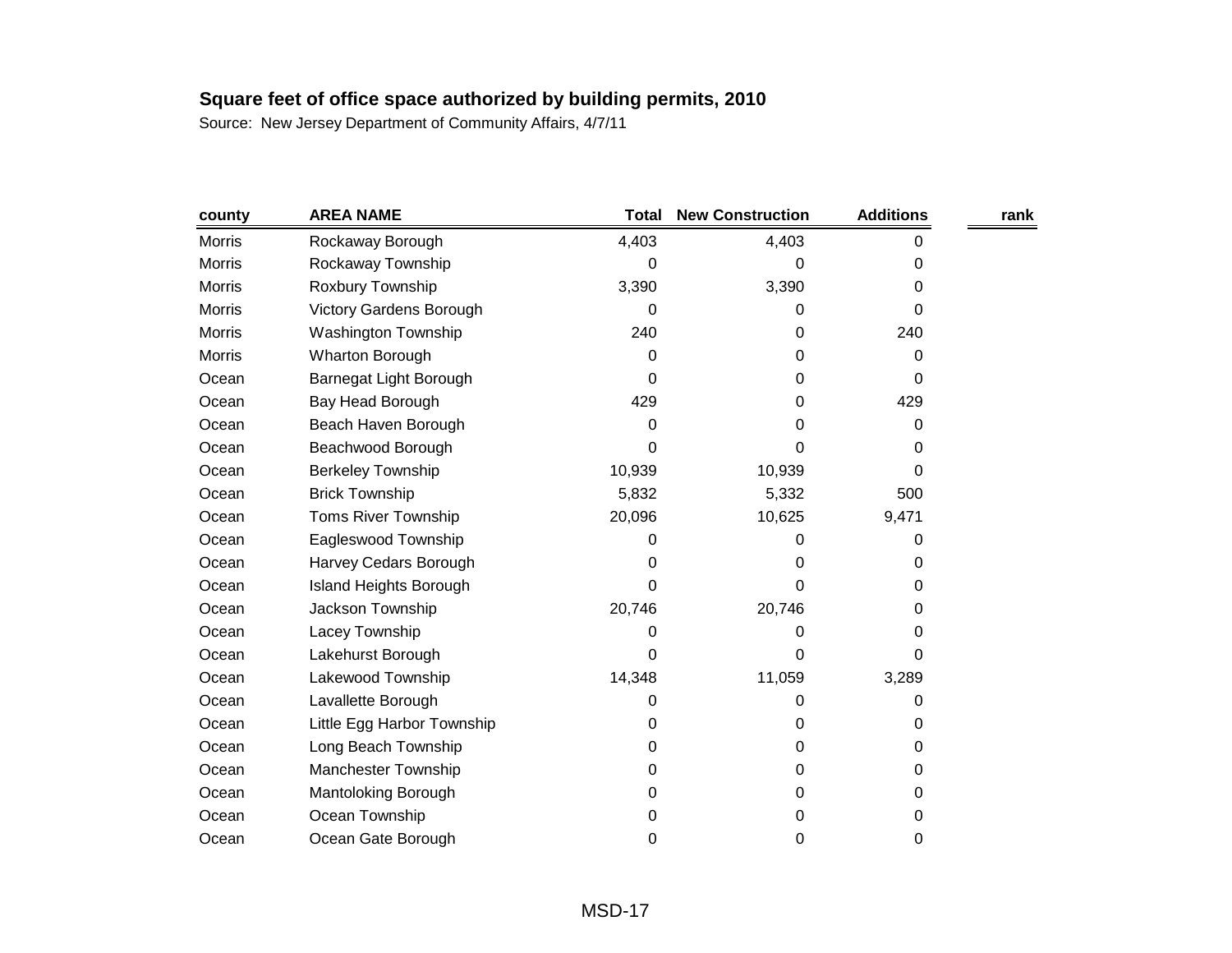**Square feet of office space authorized by building permits, 2010**

Source: New Jersey Department of Community Affairs, 4/7/11

| county | AREA NAME | Total | New Construction | Additions | rank |
|---|---|---|---|---|---|
| Morris | Rockaway Borough | 4,403 | 4,403 | 0 | |
| Morris | Rockaway Township | 0 | 0 | 0 | |
| Morris | Roxbury Township | 3,390 | 3,390 | 0 | |
| Morris | Victory Gardens Borough | 0 | 0 | 0 | |
| Morris | Washington Township | 240 | 0 | 240 | |
| Morris | Wharton Borough | 0 | 0 | 0 | |
| Ocean | Barnegat Light Borough | 0 | 0 | 0 | |
| Ocean | Bay Head Borough | 429 | 0 | 429 | |
| Ocean | Beach Haven Borough | 0 | 0 | 0 | |
| Ocean | Beachwood Borough | 0 | 0 | 0 | |
| Ocean | Berkeley Township | 10,939 | 10,939 | 0 | |
| Ocean | Brick Township | 5,832 | 5,332 | 500 | |
| Ocean | Toms River Township | 20,096 | 10,625 | 9,471 | |
| Ocean | Eagleswood Township | 0 | 0 | 0 | |
| Ocean | Harvey Cedars Borough | 0 | 0 | 0 | |
| Ocean | Island Heights Borough | 0 | 0 | 0 | |
| Ocean | Jackson Township | 20,746 | 20,746 | 0 | |
| Ocean | Lacey Township | 0 | 0 | 0 | |
| Ocean | Lakehurst Borough | 0 | 0 | 0 | |
| Ocean | Lakewood Township | 14,348 | 11,059 | 3,289 | |
| Ocean | Lavallette Borough | 0 | 0 | 0 | |
| Ocean | Little Egg Harbor Township | 0 | 0 | 0 | |
| Ocean | Long Beach Township | 0 | 0 | 0 | |
| Ocean | Manchester Township | 0 | 0 | 0 | |
| Ocean | Mantoloking Borough | 0 | 0 | 0 | |
| Ocean | Ocean Township | 0 | 0 | 0 | |
| Ocean | Ocean Gate Borough | 0 | 0 | 0 | |

MSD-17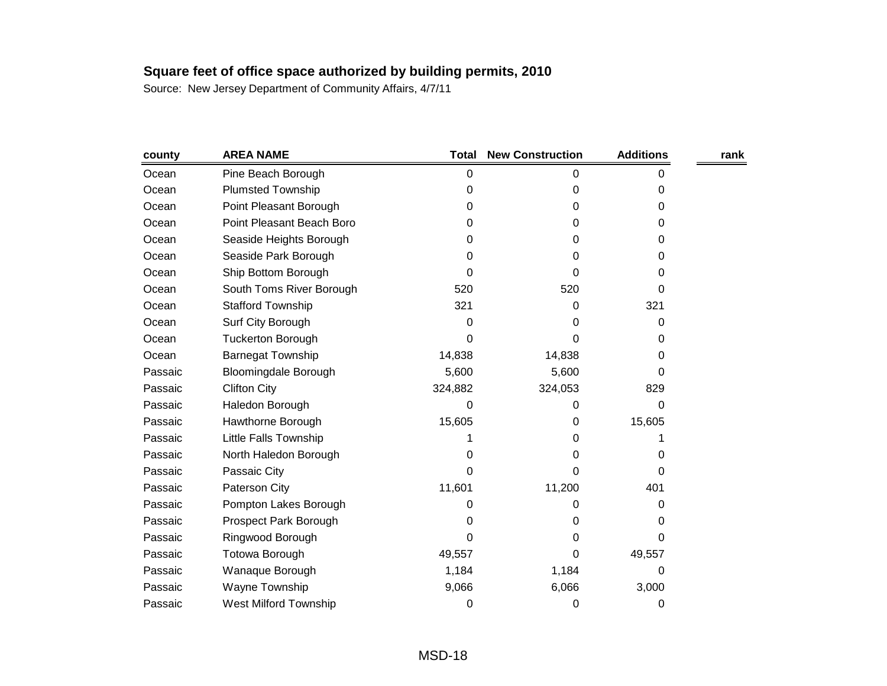**Square feet of office space authorized by building permits, 2010**

Source: New Jersey Department of Community Affairs, 4/7/11

| county | AREA NAME | Total | New Construction | Additions | rank |
|---|---|---|---|---|---|
| Ocean | Pine Beach Borough | 0 | 0 | 0 | |
| Ocean | Plumsted Township | 0 | 0 | 0 | |
| Ocean | Point Pleasant Borough | 0 | 0 | 0 | |
| Ocean | Point Pleasant Beach Boro | 0 | 0 | 0 | |
| Ocean | Seaside Heights Borough | 0 | 0 | 0 | |
| Ocean | Seaside Park Borough | 0 | 0 | 0 | |
| Ocean | Ship Bottom Borough | 0 | 0 | 0 | |
| Ocean | South Toms River Borough | 520 | 520 | 0 | |
| Ocean | Stafford Township | 321 | 0 | 321 | |
| Ocean | Surf City Borough | 0 | 0 | 0 | |
| Ocean | Tuckerton Borough | 0 | 0 | 0 | |
| Ocean | Barnegat Township | 14,838 | 14,838 | 0 | |
| Passaic | Bloomingdale Borough | 5,600 | 5,600 | 0 | |
| Passaic | Clifton City | 324,882 | 324,053 | 829 | |
| Passaic | Haledon Borough | 0 | 0 | 0 | |
| Passaic | Hawthorne Borough | 15,605 | 0 | 15,605 | |
| Passaic | Little Falls Township | 1 | 0 | 1 | |
| Passaic | North Haledon Borough | 0 | 0 | 0 | |
| Passaic | Passaic City | 0 | 0 | 0 | |
| Passaic | Paterson City | 11,601 | 11,200 | 401 | |
| Passaic | Pompton Lakes Borough | 0 | 0 | 0 | |
| Passaic | Prospect Park Borough | 0 | 0 | 0 | |
| Passaic | Ringwood Borough | 0 | 0 | 0 | |
| Passaic | Totowa Borough | 49,557 | 0 | 49,557 | |
| Passaic | Wanaque Borough | 1,184 | 1,184 | 0 | |
| Passaic | Wayne Township | 9,066 | 6,066 | 3,000 | |
| Passaic | West Milford Township | 0 | 0 | 0 | |

MSD-18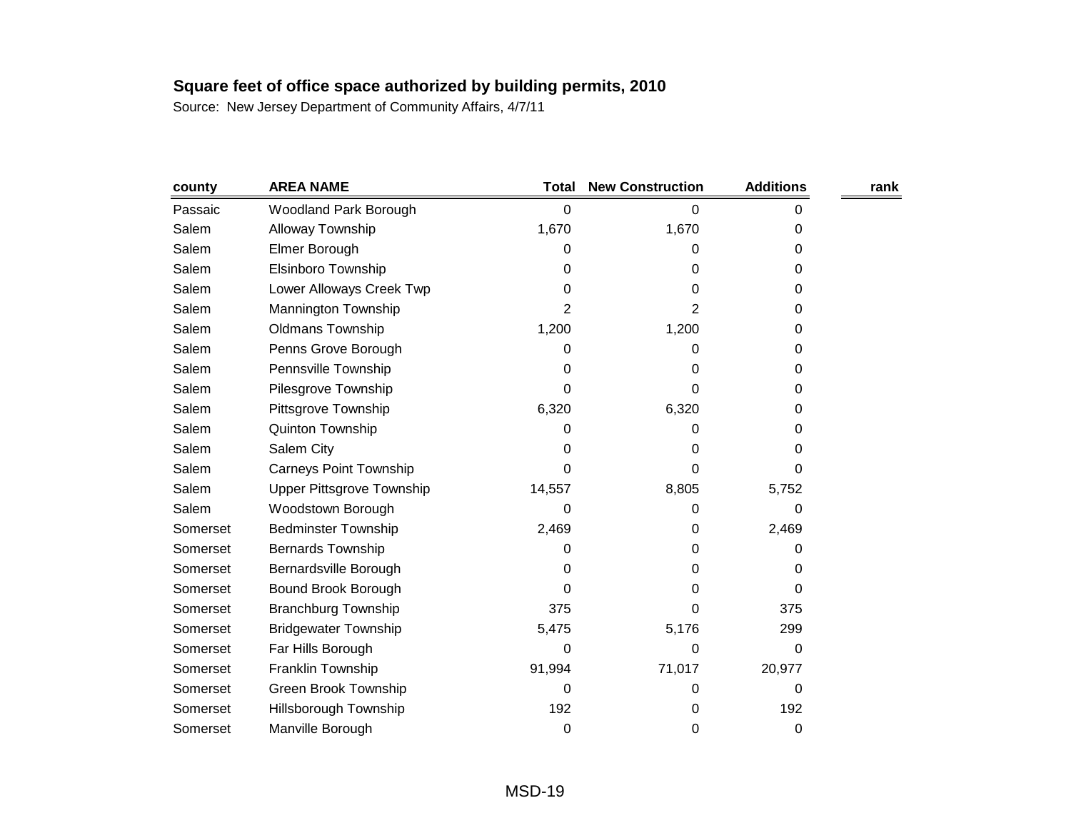**Square feet of office space authorized by building permits, 2010**

Source: New Jersey Department of Community Affairs, 4/7/11

| county | AREA NAME | Total | New Construction | Additions | rank |
|---|---|---|---|---|---|
| Passaic | Woodland Park Borough | 0 | 0 | 0 | |
| Salem | Alloway Township | 1,670 | 1,670 | 0 | |
| Salem | Elmer Borough | 0 | 0 | 0 | |
| Salem | Elsinboro Township | 0 | 0 | 0 | |
| Salem | Lower Alloways Creek Twp | 0 | 0 | 0 | |
| Salem | Mannington Township | 2 | 2 | 0 | |
| Salem | Oldmans Township | 1,200 | 1,200 | 0 | |
| Salem | Penns Grove Borough | 0 | 0 | 0 | |
| Salem | Pennsville Township | 0 | 0 | 0 | |
| Salem | Pilesgrove Township | 0 | 0 | 0 | |
| Salem | Pittsgrove Township | 6,320 | 6,320 | 0 | |
| Salem | Quinton Township | 0 | 0 | 0 | |
| Salem | Salem City | 0 | 0 | 0 | |
| Salem | Carneys Point Township | 0 | 0 | 0 | |
| Salem | Upper Pittsgrove Township | 14,557 | 8,805 | 5,752 | |
| Salem | Woodstown Borough | 0 | 0 | 0 | |
| Somerset | Bedminster Township | 2,469 | 0 | 2,469 | |
| Somerset | Bernards Township | 0 | 0 | 0 | |
| Somerset | Bernardsville Borough | 0 | 0 | 0 | |
| Somerset | Bound Brook Borough | 0 | 0 | 0 | |
| Somerset | Branchburg Township | 375 | 0 | 375 | |
| Somerset | Bridgewater Township | 5,475 | 5,176 | 299 | |
| Somerset | Far Hills Borough | 0 | 0 | 0 | |
| Somerset | Franklin Township | 91,994 | 71,017 | 20,977 | |
| Somerset | Green Brook Township | 0 | 0 | 0 | |
| Somerset | Hillsborough Township | 192 | 0 | 192 | |
| Somerset | Manville Borough | 0 | 0 | 0 | |

MSD-19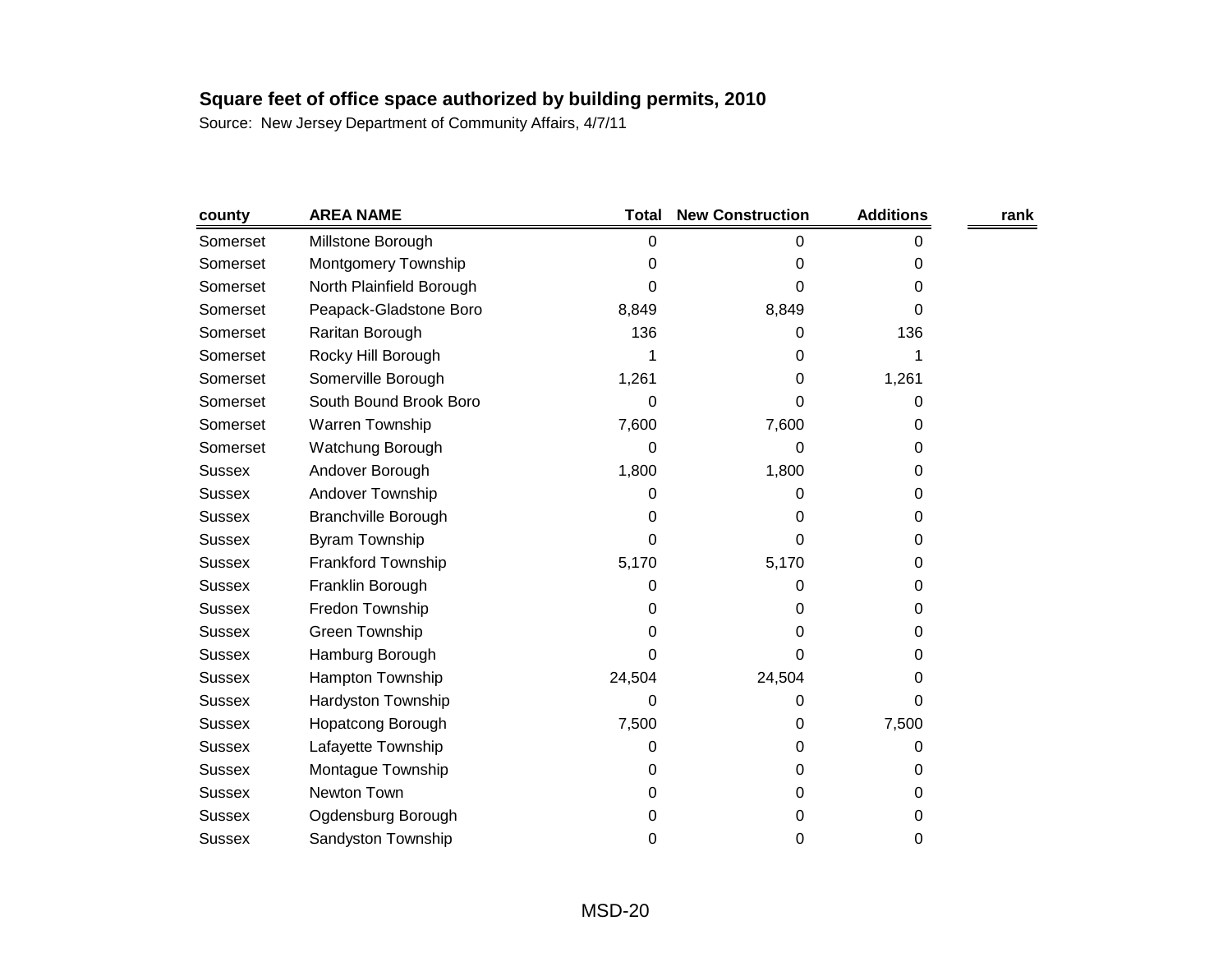**Square feet of office space authorized by building permits, 2010**

Source: New Jersey Department of Community Affairs, 4/7/11

| county | AREA NAME | Total | New Construction | Additions | rank |
|---|---|---|---|---|---|
| Somerset | Millstone Borough | 0 | 0 | 0 | |
| Somerset | Montgomery Township | 0 | 0 | 0 | |
| Somerset | North Plainfield Borough | 0 | 0 | 0 | |
| Somerset | Peapack-Gladstone Boro | 8,849 | 8,849 | 0 | |
| Somerset | Raritan Borough | 136 | 0 | 136 | |
| Somerset | Rocky Hill Borough | 1 | 0 | 1 | |
| Somerset | Somerville Borough | 1,261 | 0 | 1,261 | |
| Somerset | South Bound Brook Boro | 0 | 0 | 0 | |
| Somerset | Warren Township | 7,600 | 7,600 | 0 | |
| Somerset | Watchung Borough | 0 | 0 | 0 | |
| Sussex | Andover Borough | 1,800 | 1,800 | 0 | |
| Sussex | Andover Township | 0 | 0 | 0 | |
| Sussex | Branchville Borough | 0 | 0 | 0 | |
| Sussex | Byram Township | 0 | 0 | 0 | |
| Sussex | Frankford Township | 5,170 | 5,170 | 0 | |
| Sussex | Franklin Borough | 0 | 0 | 0 | |
| Sussex | Fredon Township | 0 | 0 | 0 | |
| Sussex | Green Township | 0 | 0 | 0 | |
| Sussex | Hamburg Borough | 0 | 0 | 0 | |
| Sussex | Hampton Township | 24,504 | 24,504 | 0 | |
| Sussex | Hardyston Township | 0 | 0 | 0 | |
| Sussex | Hopatcong Borough | 7,500 | 0 | 7,500 | |
| Sussex | Lafayette Township | 0 | 0 | 0 | |
| Sussex | Montague Township | 0 | 0 | 0 | |
| Sussex | Newton Town | 0 | 0 | 0 | |
| Sussex | Ogdensburg Borough | 0 | 0 | 0 | |
| Sussex | Sandyston Township | 0 | 0 | 0 | |

MSD-20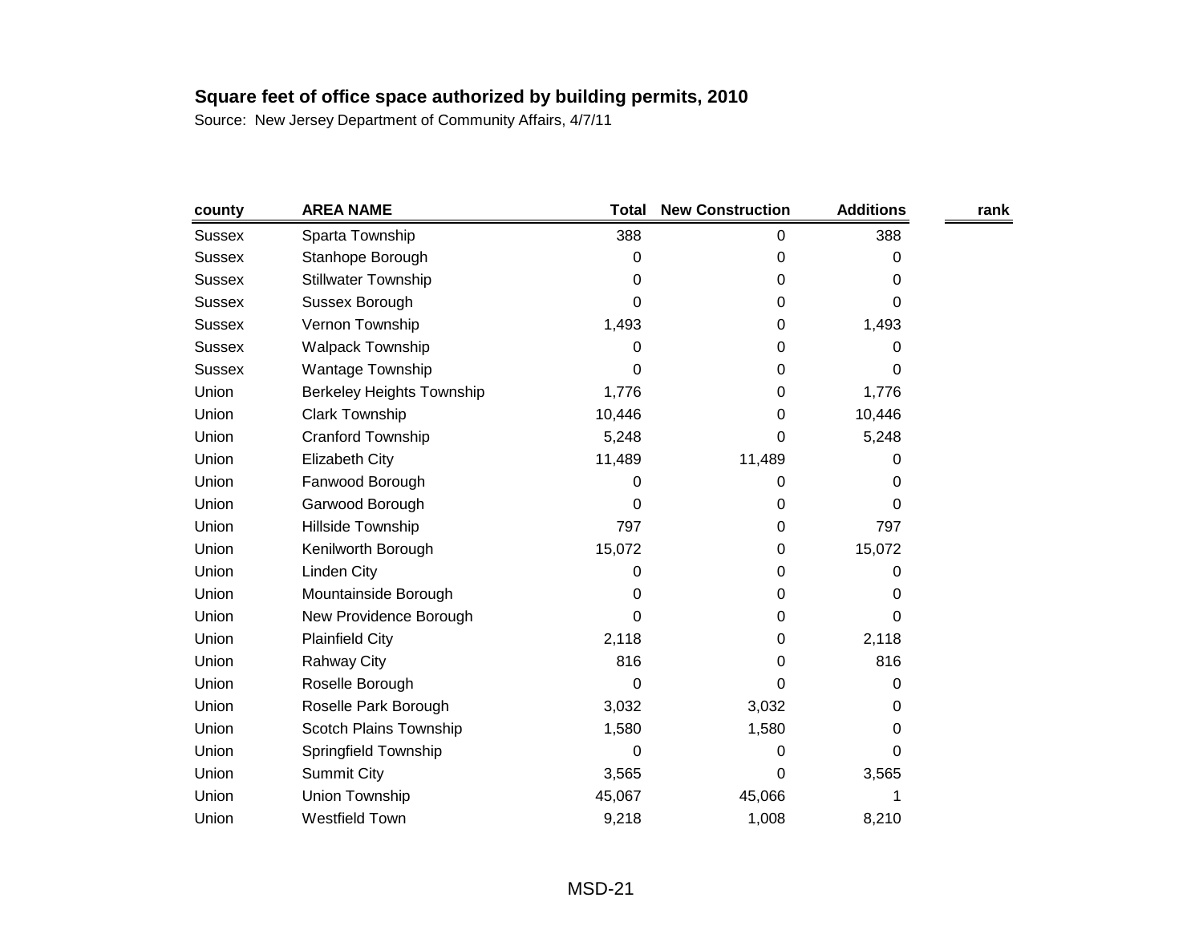**Square feet of office space authorized by building permits, 2010**

Source: New Jersey Department of Community Affairs, 4/7/11

| county | AREA NAME | Total | New Construction | Additions | rank |
|---|---|---|---|---|---|
| Sussex | Sparta Township | 388 | 0 | 388 | |
| Sussex | Stanhope Borough | 0 | 0 | 0 | |
| Sussex | Stillwater Township | 0 | 0 | 0 | |
| Sussex | Sussex Borough | 0 | 0 | 0 | |
| Sussex | Vernon Township | 1,493 | 0 | 1,493 | |
| Sussex | Walpack Township | 0 | 0 | 0 | |
| Sussex | Wantage Township | 0 | 0 | 0 | |
| Union | Berkeley Heights Township | 1,776 | 0 | 1,776 | |
| Union | Clark Township | 10,446 | 0 | 10,446 | |
| Union | Cranford Township | 5,248 | 0 | 5,248 | |
| Union | Elizabeth City | 11,489 | 11,489 | 0 | |
| Union | Fanwood Borough | 0 | 0 | 0 | |
| Union | Garwood Borough | 0 | 0 | 0 | |
| Union | Hillside Township | 797 | 0 | 797 | |
| Union | Kenilworth Borough | 15,072 | 0 | 15,072 | |
| Union | Linden City | 0 | 0 | 0 | |
| Union | Mountainside Borough | 0 | 0 | 0 | |
| Union | New Providence Borough | 0 | 0 | 0 | |
| Union | Plainfield City | 2,118 | 0 | 2,118 | |
| Union | Rahway City | 816 | 0 | 816 | |
| Union | Roselle Borough | 0 | 0 | 0 | |
| Union | Roselle Park Borough | 3,032 | 3,032 | 0 | |
| Union | Scotch Plains Township | 1,580 | 1,580 | 0 | |
| Union | Springfield Township | 0 | 0 | 0 | |
| Union | Summit City | 3,565 | 0 | 3,565 | |
| Union | Union Township | 45,067 | 45,066 | 1 | |
| Union | Westfield Town | 9,218 | 1,008 | 8,210 | |

MSD-21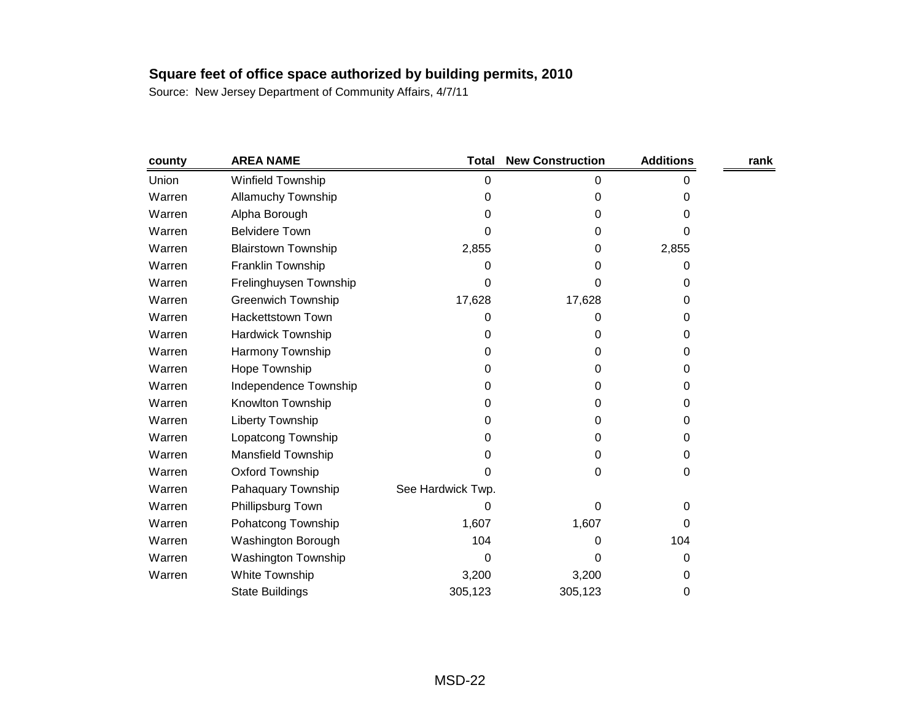**Square feet of office space authorized by building permits, 2010**

Source: New Jersey Department of Community Affairs, 4/7/11

| county | AREA NAME | Total | New Construction | Additions | rank |
|---|---|---|---|---|---|
| Union | Winfield Township | 0 | 0 | 0 | |
| Warren | Allamuchy Township | 0 | 0 | 0 | |
| Warren | Alpha Borough | 0 | 0 | 0 | |
| Warren | Belvidere Town | 0 | 0 | 0 | |
| Warren | Blairstown Township | 2,855 | 0 | 2,855 | |
| Warren | Franklin Township | 0 | 0 | 0 | |
| Warren | Frelinghuysen Township | 0 | 0 | 0 | |
| Warren | Greenwich Township | 17,628 | 17,628 | 0 | |
| Warren | Hackettstown Town | 0 | 0 | 0 | |
| Warren | Hardwick Township | 0 | 0 | 0 | |
| Warren | Harmony Township | 0 | 0 | 0 | |
| Warren | Hope Township | 0 | 0 | 0 | |
| Warren | Independence Township | 0 | 0 | 0 | |
| Warren | Knowlton Township | 0 | 0 | 0 | |
| Warren | Liberty Township | 0 | 0 | 0 | |
| Warren | Lopatcong Township | 0 | 0 | 0 | |
| Warren | Mansfield Township | 0 | 0 | 0 | |
| Warren | Oxford Township | 0 | 0 | 0 | |
| Warren | Pahaquary Township | See Hardwick Twp. | | | |
| Warren | Phillipsburg Town | 0 | 0 | 0 | |
| Warren | Pohatcong Township | 1,607 | 1,607 | 0 | |
| Warren | Washington Borough | 104 | 0 | 104 | |
| Warren | Washington Township | 0 | 0 | 0 | |
| Warren | White Township | 3,200 | 3,200 | 0 | |
| | State Buildings | 305,123 | 305,123 | 0 | |

MSD-22